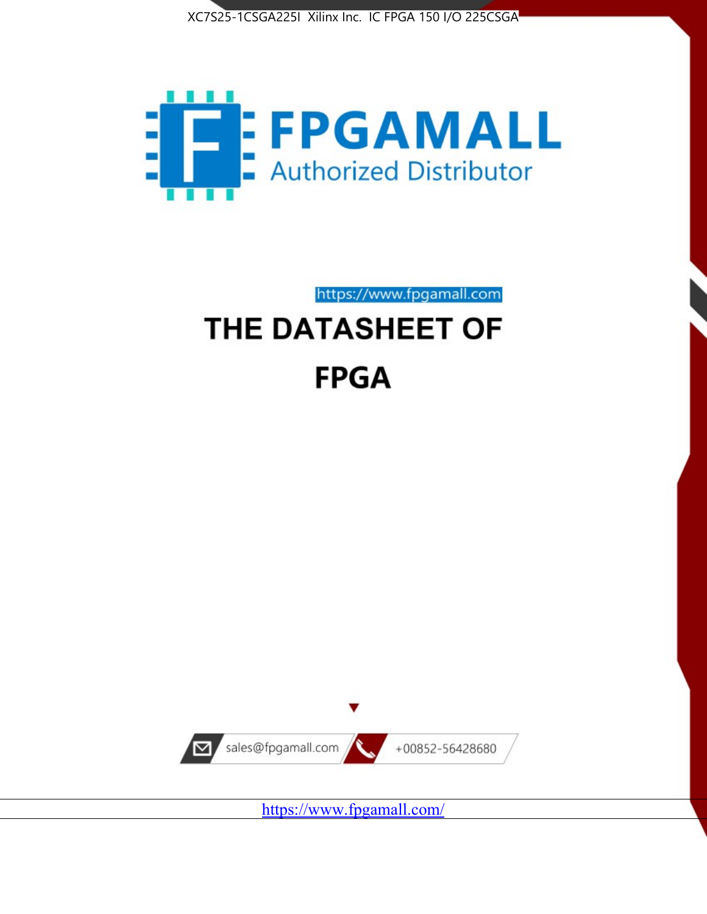XC7S25-1CSGA225I Xilinx Inc. IC FPGA 150 I/O 225CSGA

**FPGAMALL**

Authorized Distributor

https://www.fpgamall.com

# THE DATASHEET OF

# FPGA

sales@fpgamall.com

+00852-56428680

https://www.fpgamall.com/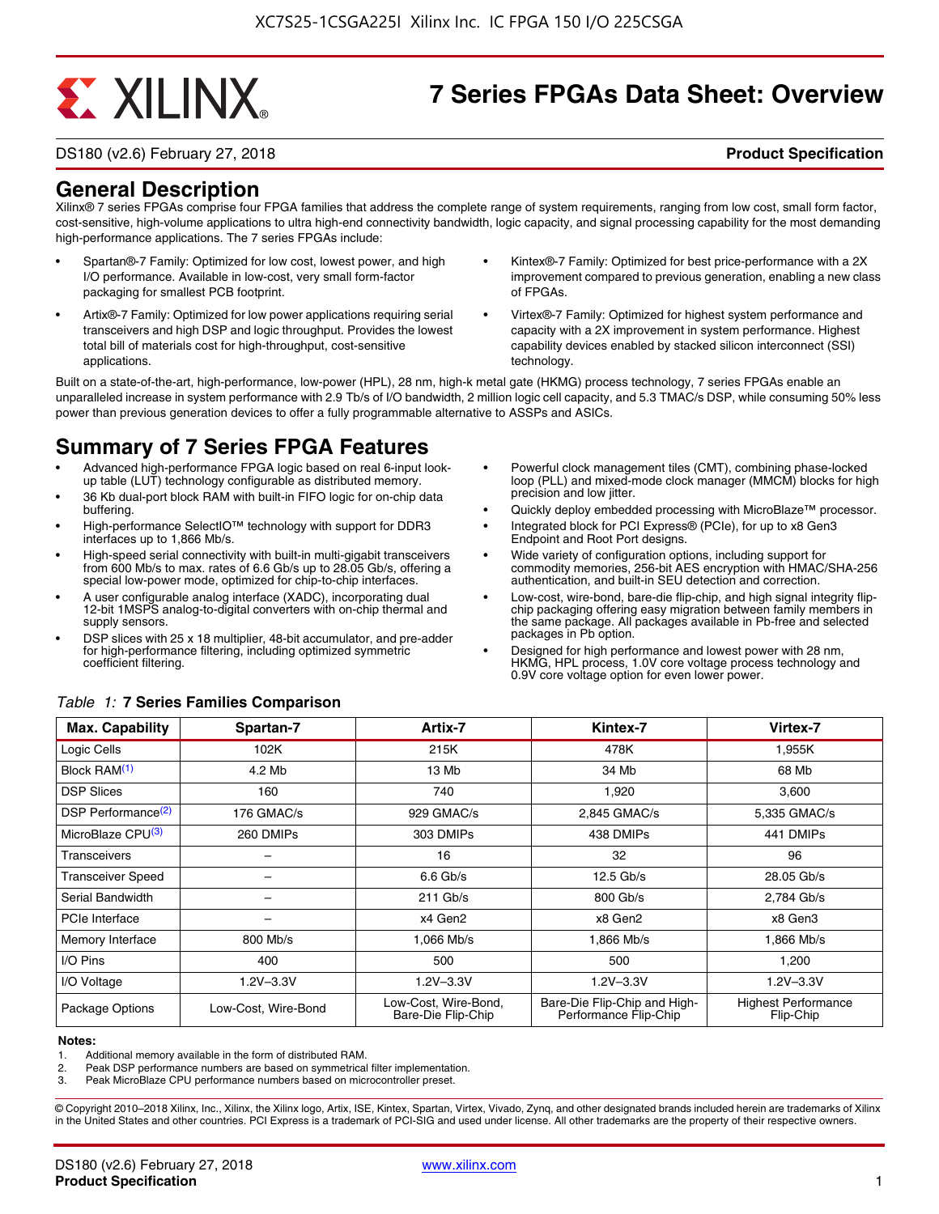# 7 Series FPGAs Data Sheet: Overview

DS180 (v2.6) February 27, 2018 **Product Specification**

## General Description

Xilinx® 7 series FPGAs comprise four FPGA families that address the complete range of system requirements, ranging from low cost, small form factor, cost-sensitive, high-volume applications to ultra high-end connectivity bandwidth, logic capacity, and signal processing capability for the most demanding high-performance applications. The 7 series FPGAs include:

- Spartan®-7 Family: Optimized for low cost, lowest power, and high I/O performance. Available in low-cost, very small form-factor packaging for smallest PCB footprint.
- Artix®-7 Family: Optimized for low power applications requiring serial transceivers and high DSP and logic throughput. Provides the lowest total bill of materials cost for high-throughput, cost-sensitive applications.
- Kintex®-7 Family: Optimized for best price-performance with a 2X improvement compared to previous generation, enabling a new class of FPGAs.
- Virtex®-7 Family: Optimized for highest system performance and capacity with a 2X improvement in system performance. Highest capability devices enabled by stacked silicon interconnect (SSI) technology.

Built on a state-of-the-art, high-performance, low-power (HPL), 28 nm, high-k metal gate (HKMG) process technology, 7 series FPGAs enable an unparalleled increase in system performance with 2.9 Tb/s of I/O bandwidth, 2 million logic cell capacity, and 5.3 TMAC/s DSP, while consuming 50% less power than previous generation devices to offer a fully programmable alternative to ASSPs and ASICs.

## Summary of 7 Series FPGA Features

- Advanced high-performance FPGA logic based on real 6-input look-up table (LUT) technology configurable as distributed memory.
- 36 Kb dual-port block RAM with built-in FIFO logic for on-chip data buffering.
- High-performance SelectIO™ technology with support for DDR3 interfaces up to 1,866 Mb/s.
- High-speed serial connectivity with built-in multi-gigabit transceivers from 600 Mb/s to max. rates of 6.6 Gb/s up to 28.05 Gb/s, offering a special low-power mode, optimized for chip-to-chip interfaces.
- A user configurable analog interface (XADC), incorporating dual 12-bit 1MSPS analog-to-digital converters with on-chip thermal and supply sensors.
- DSP slices with 25 x 18 multiplier, 48-bit accumulator, and pre-adder for high-performance filtering, including optimized symmetric coefficient filtering.
- Powerful clock management tiles (CMT), combining phase-locked loop (PLL) and mixed-mode clock manager (MMCM) blocks for high precision and low jitter.
- Quickly deploy embedded processing with MicroBlaze™ processor.
- Integrated block for PCI Express® (PCIe), for up to x8 Gen3 Endpoint and Root Port designs.
- Wide variety of configuration options, including support for commodity memories, 256-bit AES encryption with HMAC/SHA-256 authentication, and built-in SEU detection and correction.
- Low-cost, wire-bond, bare-die flip-chip, and high signal integrity flip-chip packaging offering easy migration between family members in the same package. All packages available in Pb-free and selected packages in Pb option.
- Designed for high performance and lowest power with 28 nm, HKMG, HPL process, 1.0V core voltage process technology and 0.9V core voltage option for even lower power.

*Table 1:* **7 Series Families Comparison**

| Max. Capability | Spartan-7 | Artix-7 | Kintex-7 | Virtex-7 |
|---|---|---|---|---|
| Logic Cells | 102K | 215K | 478K | 1,955K |
| Block RAM(1) | 4.2 Mb | 13 Mb | 34 Mb | 68 Mb |
| DSP Slices | 160 | 740 | 1,920 | 3,600 |
| DSP Performance(2) | 176 GMAC/s | 929 GMAC/s | 2,845 GMAC/s | 5,335 GMAC/s |
| MicroBlaze CPU(3) | 260 DMIPs | 303 DMIPs | 438 DMIPs | 441 DMIPs |
| Transceivers | – | 16 | 32 | 96 |
| Transceiver Speed | – | 6.6 Gb/s | 12.5 Gb/s | 28.05 Gb/s |
| Serial Bandwidth | – | 211 Gb/s | 800 Gb/s | 2,784 Gb/s |
| PCIe Interface | – | x4 Gen2 | x8 Gen2 | x8 Gen3 |
| Memory Interface | 800 Mb/s | 1,066 Mb/s | 1,866 Mb/s | 1,866 Mb/s |
| I/O Pins | 400 | 500 | 500 | 1,200 |
| I/O Voltage | 1.2V–3.3V | 1.2V–3.3V | 1.2V–3.3V | 1.2V–3.3V |
| Package Options | Low-Cost, Wire-Bond | Low-Cost, Wire-Bond, Bare-Die Flip-Chip | Bare-Die Flip-Chip and High-Performance Flip-Chip | Highest Performance Flip-Chip |

**Notes:**

1. Additional memory available in the form of distributed RAM.
2. Peak DSP performance numbers are based on symmetrical filter implementation.
3. Peak MicroBlaze CPU performance numbers based on microcontroller preset.

© Copyright 2010–2018 Xilinx, Inc., Xilinx, the Xilinx logo, Artix, ISE, Kintex, Spartan, Virtex, Vivado, Zynq, and other designated brands included herein are trademarks of Xilinx in the United States and other countries. PCI Express is a trademark of PCI-SIG and used under license. All other trademarks are the property of their respective owners.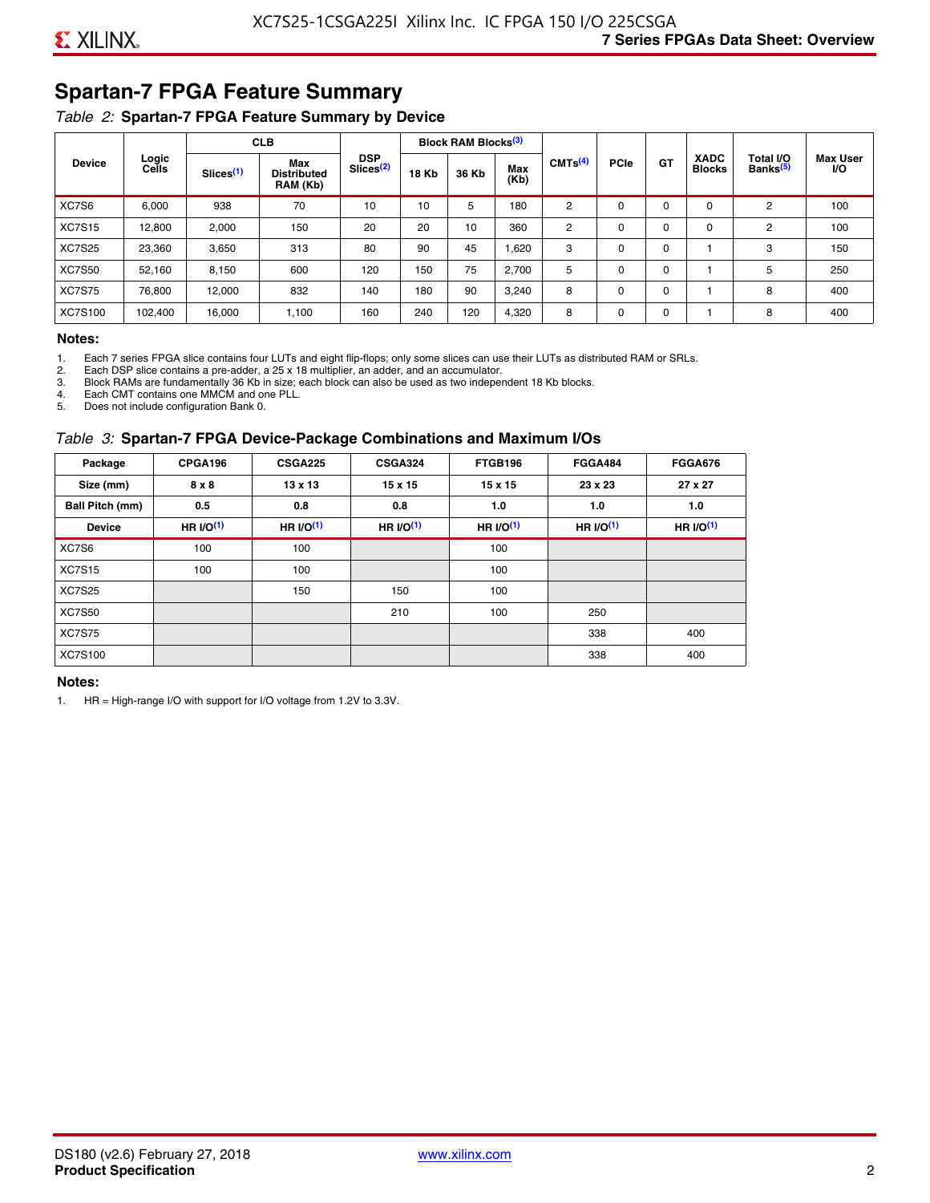## Spartan-7 FPGA Feature Summary

*Table 2:* **Spartan-7 FPGA Feature Summary by Device**

| Device | Logic Cells | CLB | | DSP Slices[(2)] | Block RAM Blocks[(3)] | | | CMTs[(4)] | PCIe | GT | XADC Blocks | Total I/O Banks[(5)] | Max User I/O |
|---|---|---|---|---|---|---|---|---|---|---|---|---|---|
| | | Slices[(1)] | Max Distributed RAM (Kb) | | 18 Kb | 36 Kb | Max (Kb) | | | | | | |
| XC7S6 | 6,000 | 938 | 70 | 10 | 10 | 5 | 180 | 2 | 0 | 0 | 0 | 2 | 100 |
| XC7S15 | 12,800 | 2,000 | 150 | 20 | 20 | 10 | 360 | 2 | 0 | 0 | 0 | 2 | 100 |
| XC7S25 | 23,360 | 3,650 | 313 | 80 | 90 | 45 | 1,620 | 3 | 0 | 0 | 1 | 3 | 150 |
| XC7S50 | 52,160 | 8,150 | 600 | 120 | 150 | 75 | 2,700 | 5 | 0 | 0 | 1 | 5 | 250 |
| XC7S75 | 76,800 | 12,000 | 832 | 140 | 180 | 90 | 3,240 | 8 | 0 | 0 | 1 | 8 | 400 |
| XC7S100 | 102,400 | 16,000 | 1,100 | 160 | 240 | 120 | 4,320 | 8 | 0 | 0 | 1 | 8 | 400 |

**Notes:**

1. Each 7 series FPGA slice contains four LUTs and eight flip-flops; only some slices can use their LUTs as distributed RAM or SRLs.
2. Each DSP slice contains a pre-adder, a 25 x 18 multiplier, an adder, and an accumulator.
3. Block RAMs are fundamentally 36 Kb in size; each block can also be used as two independent 18 Kb blocks.
4. Each CMT contains one MMCM and one PLL.
5. Does not include configuration Bank 0.

*Table 3:* **Spartan-7 FPGA Device-Package Combinations and Maximum I/Os**

| Package | CPGA196 | CSGA225 | CSGA324 | FTGB196 | FGGA484 | FGGA676 |
|---|---|---|---|---|---|---|
| **Size (mm)** | **8 x 8** | **13 x 13** | **15 x 15** | **15 x 15** | **23 x 23** | **27 x 27** |
| **Ball Pitch (mm)** | **0.5** | **0.8** | **0.8** | **1.0** | **1.0** | **1.0** |
| **Device** | **HR I/O[(1)]** | **HR I/O[(1)]** | **HR I/O[(1)]** | **HR I/O[(1)]** | **HR I/O[(1)]** | **HR I/O[(1)]** |
| XC7S6 | 100 | 100 | | 100 | | |
| XC7S15 | 100 | 100 | | 100 | | |
| XC7S25 | | 150 | 150 | 100 | | |
| XC7S50 | | | 210 | 100 | 250 | |
| XC7S75 | | | | | 338 | 400 |
| XC7S100 | | | | | 338 | 400 |

**Notes:**

1. HR = High-range I/O with support for I/O voltage from 1.2V to 3.3V.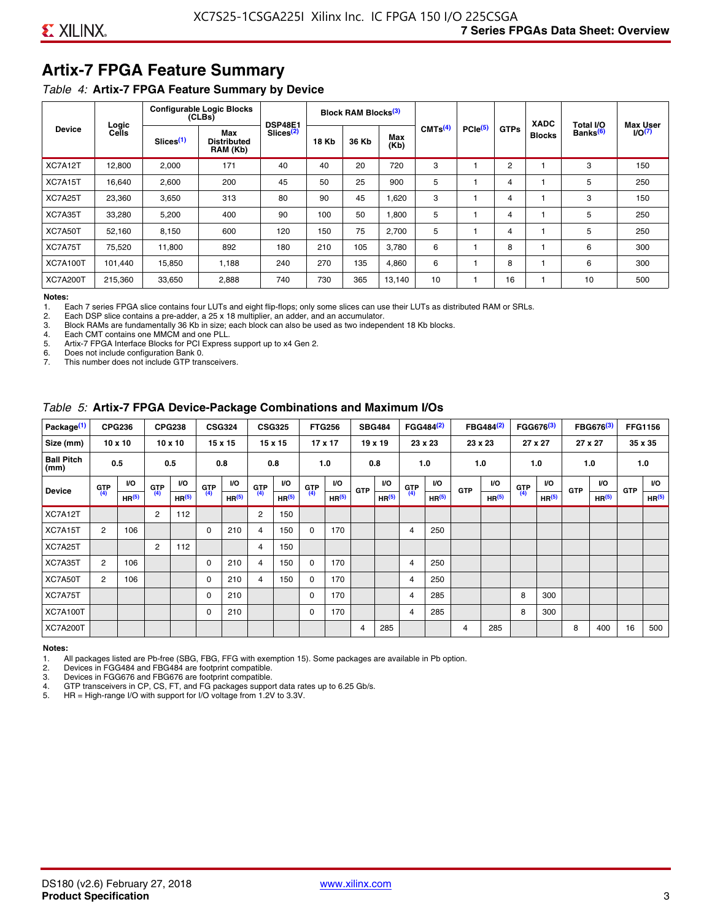## Artix-7 FPGA Feature Summary

*Table 4:* **Artix-7 FPGA Feature Summary by Device**

| Device | Logic Cells | Configurable Logic Blocks (CLBs) | | DSP48E1 Slices(2) | Block RAM Blocks(3) | | | CMTs(4) | PCIe(5) | GTPs | XADC Blocks | Total I/O Banks(6) | Max User I/O(7) |
|---|---|---|---|---|---|---|---|---|---|---|---|---|---|
| | | Slices(1) | Max Distributed RAM (Kb) | | 18 Kb | 36 Kb | Max (Kb) | | | | | | |
| XC7A12T | 12,800 | 2,000 | 171 | 40 | 40 | 20 | 720 | 3 | 1 | 2 | 1 | 3 | 150 |
| XC7A15T | 16,640 | 2,600 | 200 | 45 | 50 | 25 | 900 | 5 | 1 | 4 | 1 | 5 | 250 |
| XC7A25T | 23,360 | 3,650 | 313 | 80 | 90 | 45 | 1,620 | 3 | 1 | 4 | 1 | 3 | 150 |
| XC7A35T | 33,280 | 5,200 | 400 | 90 | 100 | 50 | 1,800 | 5 | 1 | 4 | 1 | 5 | 250 |
| XC7A50T | 52,160 | 8,150 | 600 | 120 | 150 | 75 | 2,700 | 5 | 1 | 4 | 1 | 5 | 250 |
| XC7A75T | 75,520 | 11,800 | 892 | 180 | 210 | 105 | 3,780 | 6 | 1 | 8 | 1 | 6 | 300 |
| XC7A100T | 101,440 | 15,850 | 1,188 | 240 | 270 | 135 | 4,860 | 6 | 1 | 8 | 1 | 6 | 300 |
| XC7A200T | 215,360 | 33,650 | 2,888 | 740 | 730 | 365 | 13,140 | 10 | 1 | 16 | 1 | 10 | 500 |

**Notes:**
1. Each 7 series FPGA slice contains four LUTs and eight flip-flops; only some slices can use their LUTs as distributed RAM or SRLs.
2. Each DSP slice contains a pre-adder, a 25 x 18 multiplier, an adder, and an accumulator.
3. Block RAMs are fundamentally 36 Kb in size; each block can also be used as two independent 18 Kb blocks.
4. Each CMT contains one MMCM and one PLL.
5. Artix-7 FPGA Interface Blocks for PCI Express support up to x4 Gen 2.
6. Does not include configuration Bank 0.
7. This number does not include GTP transceivers.

*Table 5:* **Artix-7 FPGA Device-Package Combinations and Maximum I/Os**

| Package(1) | CPG236 | | CPG238 | | CSG324 | | CSG325 | | FTG256 | | SBG484 | | FGG484(2) | | FBG484(2) | | FGG676(3) | | FBG676(3) | | FFG1156 | |
|---|---|---|---|---|---|---|---|---|---|---|---|---|---|---|---|---|---|---|---|---|---|---|
| Size (mm) | 10 x 10 | | 10 x 10 | | 15 x 15 | | 15 x 15 | | 17 x 17 | | 19 x 19 | | 23 x 23 | | 23 x 23 | | 27 x 27 | | 27 x 27 | | 35 x 35 | |
| Ball Pitch (mm) | 0.5 | | 0.5 | | 0.8 | | 0.8 | | 1.0 | | 0.8 | | 1.0 | | 1.0 | | 1.0 | | 1.0 | | 1.0 | |
| Device | GTP(4) | I/O HR(5) | GTP(4) | I/O HR(5) | GTP(4) | I/O HR(5) | GTP(4) | I/O HR(5) | GTP(4) | I/O HR(5) | GTP | I/O HR(5) | GTP(4) | I/O HR(5) | GTP | I/O HR(5) | GTP(4) | I/O HR(5) | GTP | I/O HR(5) | GTP | I/O HR(5) |
| XC7A12T | | | 2 | 112 | | | 2 | 150 | | | | | | | | | | | | | | |
| XC7A15T | 2 | 106 | | | 0 | 210 | 4 | 150 | 0 | 170 | | | 4 | 250 | | | | | | | | |
| XC7A25T | | | 2 | 112 | | | 4 | 150 | | | | | | | | | | | | | | |
| XC7A35T | 2 | 106 | | | 0 | 210 | 4 | 150 | 0 | 170 | | | 4 | 250 | | | | | | | | |
| XC7A50T | 2 | 106 | | | 0 | 210 | 4 | 150 | 0 | 170 | | | 4 | 250 | | | | | | | | |
| XC7A75T | | | | | 0 | 210 | | | 0 | 170 | | | 4 | 285 | | | 8 | 300 | | | | |
| XC7A100T | | | | | 0 | 210 | | | 0 | 170 | | | 4 | 285 | | | 8 | 300 | | | | |
| XC7A200T | | | | | | | | | | | 4 | 285 | | | 4 | 285 | | | 8 | 400 | 16 | 500 |

**Notes:**
1. All packages listed are Pb-free (SBG, FBG, FFG with exemption 15). Some packages are available in Pb option.
2. Devices in FGG484 and FBG484 are footprint compatible.
3. Devices in FGG676 and FBG676 are footprint compatible.
4. GTP transceivers in CP, CS, FT, and FG packages support data rates up to 6.25 Gb/s.
5. HR = High-range I/O with support for I/O voltage from 1.2V to 3.3V.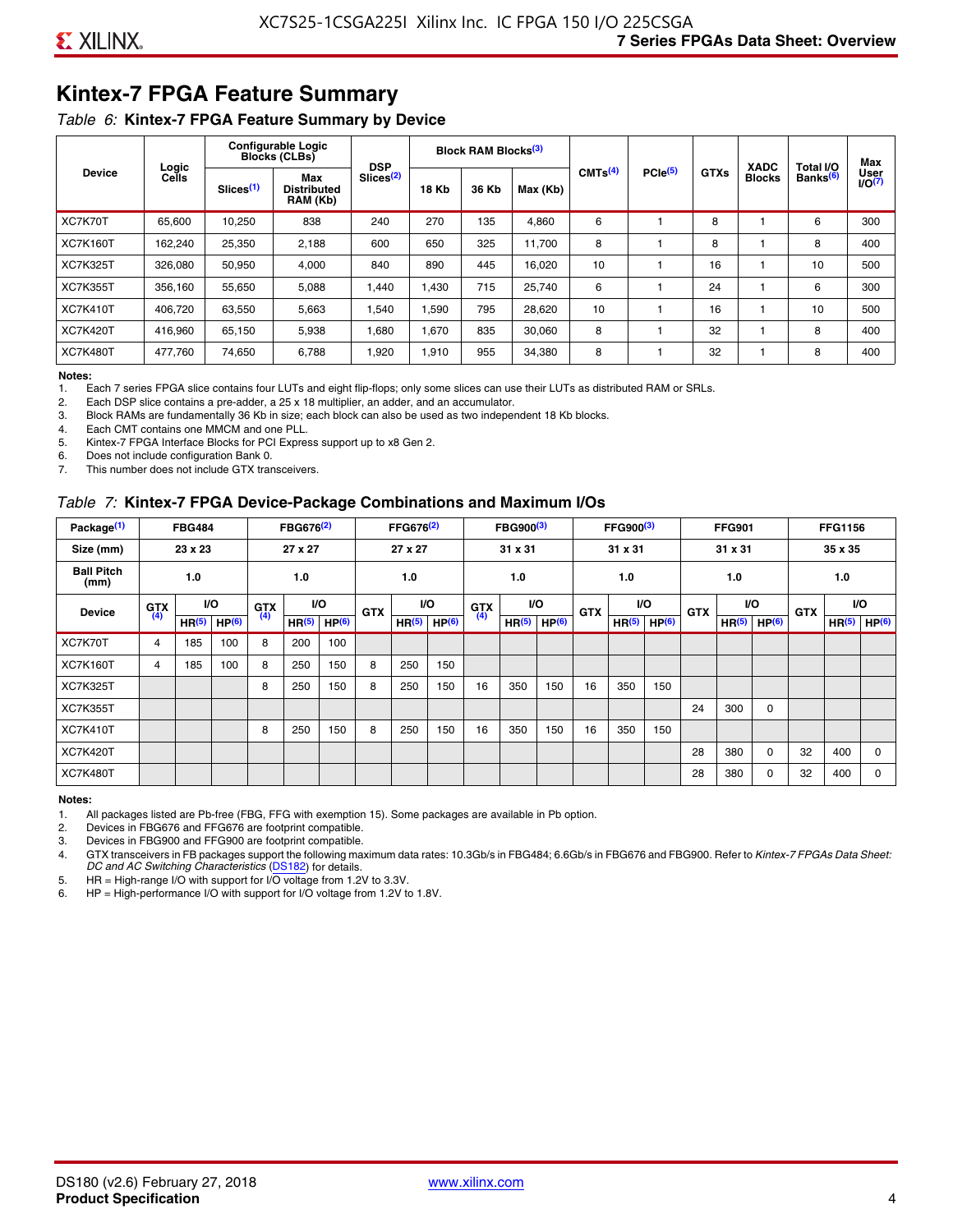## Kintex-7 FPGA Feature Summary

*Table 6:* **Kintex-7 FPGA Feature Summary by Device**

| Device | Logic Cells | Configurable Logic Blocks (CLBs) | | DSP Slices[2] | Block RAM Blocks[3] | | | CMTs[4] | PCIe[5] | GTXs | XADC Blocks | Total I/O Banks[6] | Max User I/O[7] |
|---|---|---|---|---|---|---|---|---|---|---|---|---|---|
| | | Slices[1] | Max Distributed RAM (Kb) | | 18 Kb | 36 Kb | Max (Kb) | | | | | | |
| XC7K70T | 65,600 | 10,250 | 838 | 240 | 270 | 135 | 4,860 | 6 | 1 | 8 | 1 | 6 | 300 |
| XC7K160T | 162,240 | 25,350 | 2,188 | 600 | 650 | 325 | 11,700 | 8 | 1 | 8 | 1 | 8 | 400 |
| XC7K325T | 326,080 | 50,950 | 4,000 | 840 | 890 | 445 | 16,020 | 10 | 1 | 16 | 1 | 10 | 500 |
| XC7K355T | 356,160 | 55,650 | 5,088 | 1,440 | 1,430 | 715 | 25,740 | 6 | 1 | 24 | 1 | 6 | 300 |
| XC7K410T | 406,720 | 63,550 | 5,663 | 1,540 | 1,590 | 795 | 28,620 | 10 | 1 | 16 | 1 | 10 | 500 |
| XC7K420T | 416,960 | 65,150 | 5,938 | 1,680 | 1,670 | 835 | 30,060 | 8 | 1 | 32 | 1 | 8 | 400 |
| XC7K480T | 477,760 | 74,650 | 6,788 | 1,920 | 1,910 | 955 | 34,380 | 8 | 1 | 32 | 1 | 8 | 400 |

**Notes:**

1. Each 7 series FPGA slice contains four LUTs and eight flip-flops; only some slices can use their LUTs as distributed RAM or SRLs.
2. Each DSP slice contains a pre-adder, a 25 x 18 multiplier, an adder, and an accumulator.
3. Block RAMs are fundamentally 36 Kb in size; each block can also be used as two independent 18 Kb blocks.
4. Each CMT contains one MMCM and one PLL.
5. Kintex-7 FPGA Interface Blocks for PCI Express support up to x8 Gen 2.
6. Does not include configuration Bank 0.
7. This number does not include GTX transceivers.

*Table 7:* **Kintex-7 FPGA Device-Package Combinations and Maximum I/Os**

| Package[1] | FBG484 | | | FBG676[2] | | | FFG676[2] | | | FBG900[3] | | | FFG900[3] | | | FFG901 | | | FFG1156 | | |
|---|---|---|---|---|---|---|---|---|---|---|---|---|---|---|---|---|---|---|---|---|---|
| Size (mm) | 23 x 23 | | | 27 x 27 | | | 27 x 27 | | | 31 x 31 | | | 31 x 31 | | | 31 x 31 | | | 35 x 35 | | |
| Ball Pitch (mm) | 1.0 | | | 1.0 | | | 1.0 | | | 1.0 | | | 1.0 | | | 1.0 | | | 1.0 | | |
| Device | GTX[4] | I/O | | GTX[4] | I/O | | GTX | I/O | | GTX[4] | I/O | | GTX | I/O | | GTX | I/O | | GTX | I/O | |
| | | HR[5] | HP[6] | | HR[5] | HP[6] | | HR[5] | HP[6] | | HR[5] | HP[6] | | HR[5] | HP[6] | | HR[5] | HP[6] | | HR[5] | HP[6] |
| XC7K70T | 4 | 185 | 100 | 8 | 200 | 100 | | | | | | | | | | | | | | | |
| XC7K160T | 4 | 185 | 100 | 8 | 250 | 150 | 8 | 250 | 150 | | | | | | | | | | | | |
| XC7K325T | | | | 8 | 250 | 150 | 8 | 250 | 150 | 16 | 350 | 150 | 16 | 350 | 150 | | | | | | |
| XC7K355T | | | | | | | | | | | | | | | | 24 | 300 | 0 | | | |
| XC7K410T | | | | 8 | 250 | 150 | 8 | 250 | 150 | 16 | 350 | 150 | 16 | 350 | 150 | | | | | | |
| XC7K420T | | | | | | | | | | | | | | | | 28 | 380 | 0 | 32 | 400 | 0 |
| XC7K480T | | | | | | | | | | | | | | | | 28 | 380 | 0 | 32 | 400 | 0 |

**Notes:**

1. All packages listed are Pb-free (FBG, FFG with exemption 15). Some packages are available in Pb option.
2. Devices in FBG676 and FFG676 are footprint compatible.
3. Devices in FBG900 and FFG900 are footprint compatible.
4. GTX transceivers in FB packages support the following maximum data rates: 10.3Gb/s in FBG484; 6.6Gb/s in FBG676 and FBG900. Refer to *Kintex-7 FPGAs Data Sheet: DC and AC Switching Characteristics* (DS182) for details.
5. HR = High-range I/O with support for I/O voltage from 1.2V to 3.3V.
6. HP = High-performance I/O with support for I/O voltage from 1.2V to 1.8V.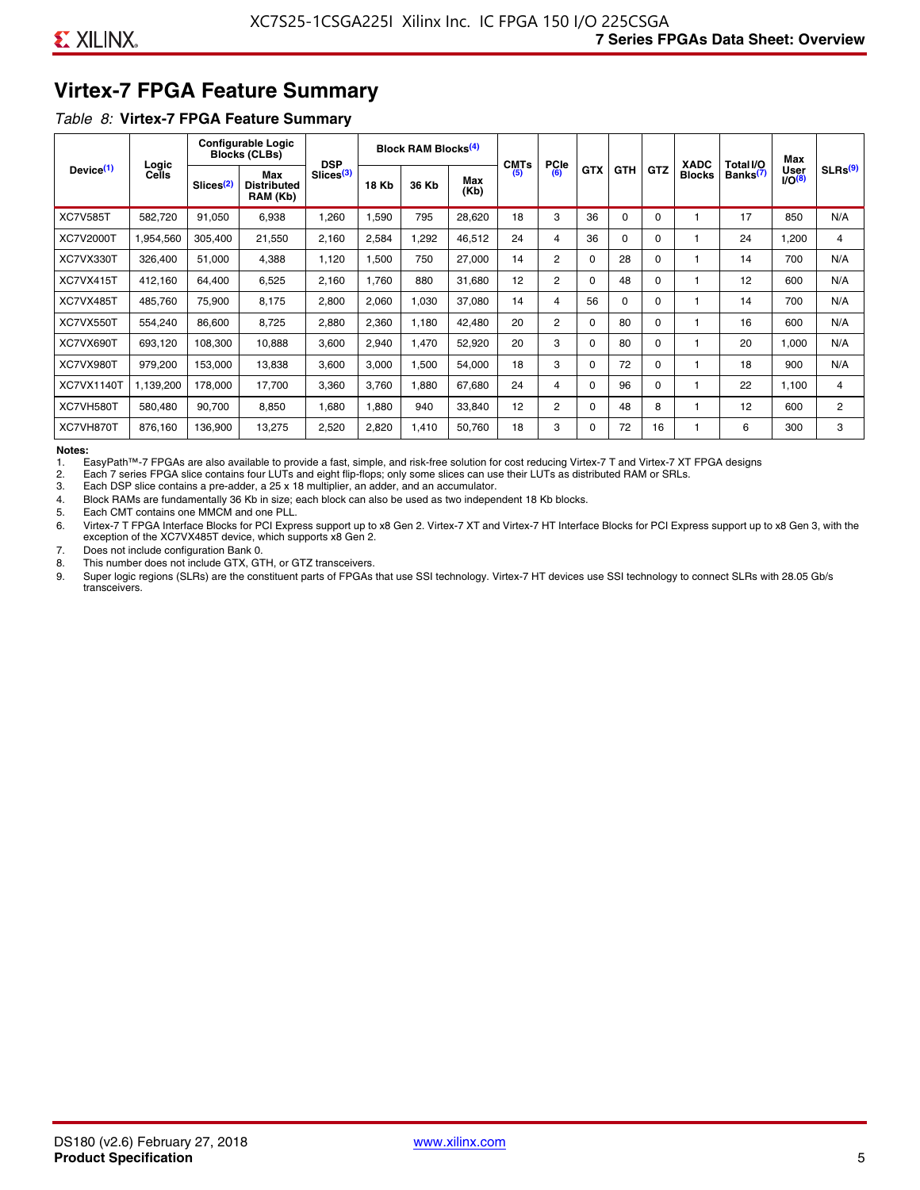## Virtex-7 FPGA Feature Summary

*Table 8:* **Virtex-7 FPGA Feature Summary**

| Device[(1)] | Logic Cells | Configurable Logic Blocks (CLBs) | | DSP Slices[(3)] | Block RAM Blocks[(4)] | | | CMTs[(5)] | PCIe[(6)] | GTX | GTH | GTZ | XADC Blocks | Total I/O Banks[(7)] | Max User I/O[(8)] | SLRs[(9)] |
|---|---|---|---|---|---|---|---|---|---|---|---|---|---|---|---|---|
| | | Slices[(2)] | Max Distributed RAM (Kb) | | 18 Kb | 36 Kb | Max (Kb) | | | | | | | | | |
| XC7V585T | 582,720 | 91,050 | 6,938 | 1,260 | 1,590 | 795 | 28,620 | 18 | 3 | 36 | 0 | 0 | 1 | 17 | 850 | N/A |
| XC7V2000T | 1,954,560 | 305,400 | 21,550 | 2,160 | 2,584 | 1,292 | 46,512 | 24 | 4 | 36 | 0 | 0 | 1 | 24 | 1,200 | 4 |
| XC7VX330T | 326,400 | 51,000 | 4,388 | 1,120 | 1,500 | 750 | 27,000 | 14 | 2 | 0 | 28 | 0 | 1 | 14 | 700 | N/A |
| XC7VX415T | 412,160 | 64,400 | 6,525 | 2,160 | 1,760 | 880 | 31,680 | 12 | 2 | 0 | 48 | 0 | 1 | 12 | 600 | N/A |
| XC7VX485T | 485,760 | 75,900 | 8,175 | 2,800 | 2,060 | 1,030 | 37,080 | 14 | 4 | 56 | 0 | 0 | 1 | 14 | 700 | N/A |
| XC7VX550T | 554,240 | 86,600 | 8,725 | 2,880 | 2,360 | 1,180 | 42,480 | 20 | 2 | 0 | 80 | 0 | 1 | 16 | 600 | N/A |
| XC7VX690T | 693,120 | 108,300 | 10,888 | 3,600 | 2,940 | 1,470 | 52,920 | 20 | 3 | 0 | 80 | 0 | 1 | 20 | 1,000 | N/A |
| XC7VX980T | 979,200 | 153,000 | 13,838 | 3,600 | 3,000 | 1,500 | 54,000 | 18 | 3 | 0 | 72 | 0 | 1 | 18 | 900 | N/A |
| XC7VX1140T | 1,139,200 | 178,000 | 17,700 | 3,360 | 3,760 | 1,880 | 67,680 | 24 | 4 | 0 | 96 | 0 | 1 | 22 | 1,100 | 4 |
| XC7VH580T | 580,480 | 90,700 | 8,850 | 1,680 | 1,880 | 940 | 33,840 | 12 | 2 | 0 | 48 | 8 | 1 | 12 | 600 | 2 |
| XC7VH870T | 876,160 | 136,900 | 13,275 | 2,520 | 2,820 | 1,410 | 50,760 | 18 | 3 | 0 | 72 | 16 | 1 | 6 | 300 | 3 |

**Notes:**
1. EasyPath™-7 FPGAs are also available to provide a fast, simple, and risk-free solution for cost reducing Virtex-7 T and Virtex-7 XT FPGA designs
2. Each 7 series FPGA slice contains four LUTs and eight flip-flops; only some slices can use their LUTs as distributed RAM or SRLs.
3. Each DSP slice contains a pre-adder, a 25 x 18 multiplier, an adder, and an accumulator.
4. Block RAMs are fundamentally 36 Kb in size; each block can also be used as two independent 18 Kb blocks.
5. Each CMT contains one MMCM and one PLL.
6. Virtex-7 T FPGA Interface Blocks for PCI Express support up to x8 Gen 2. Virtex-7 XT and Virtex-7 HT Interface Blocks for PCI Express support up to x8 Gen 3, with the exception of the XC7VX485T device, which supports x8 Gen 2.
7. Does not include configuration Bank 0.
8. This number does not include GTX, GTH, or GTZ transceivers.
9. Super logic regions (SLRs) are the constituent parts of FPGAs that use SSI technology. Virtex-7 HT devices use SSI technology to connect SLRs with 28.05 Gb/s transceivers.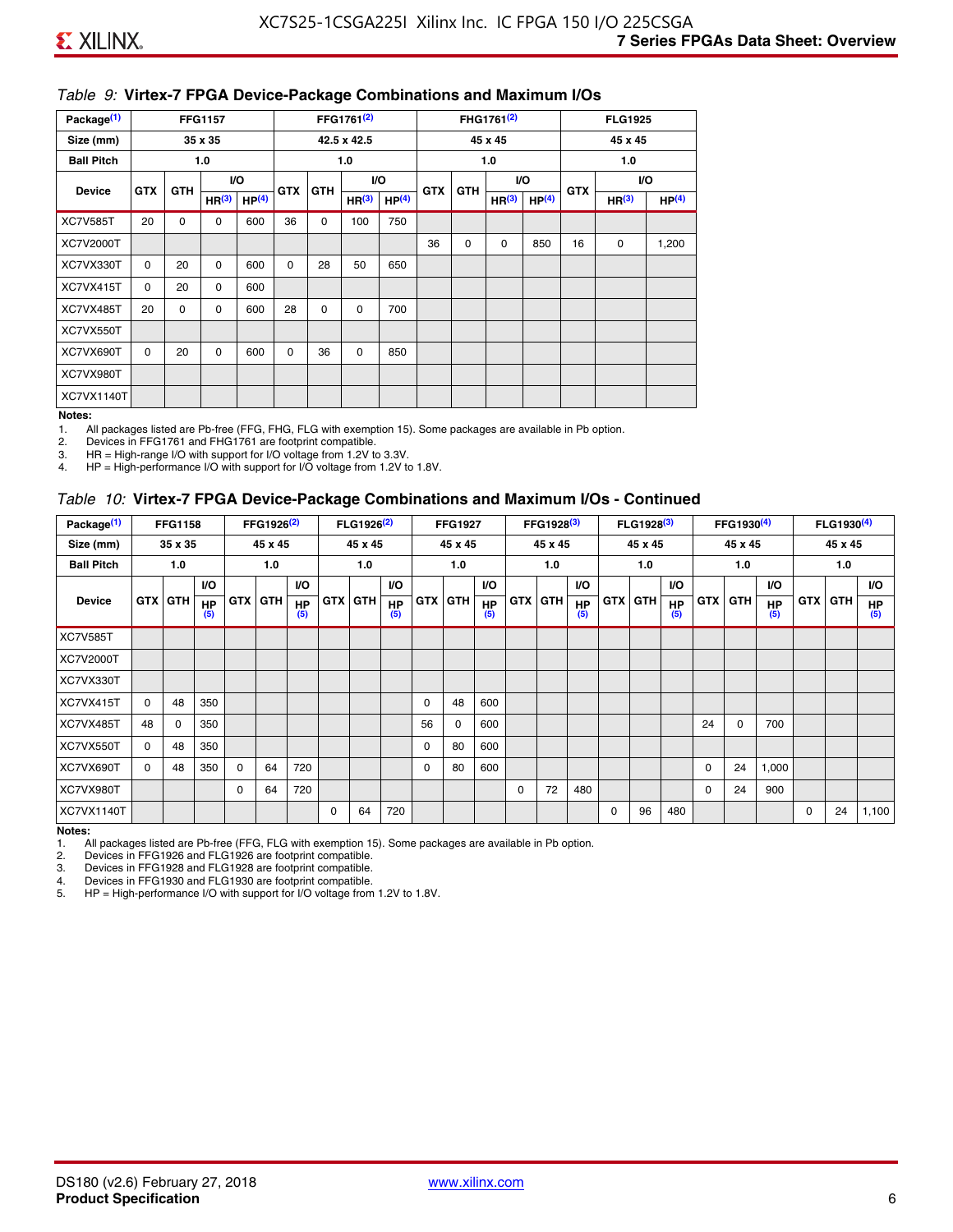*Table 9:* **Virtex-7 FPGA Device-Package Combinations and Maximum I/Os**

| Package[1] | FFG1157 | | | | FFG1761[2] | | | | FHG1761[2] | | | | FLG1925 | | |
|---|---|---|---|---|---|---|---|---|---|---|---|---|---|---|---|
| Size (mm) | 35 x 35 | | | | 42.5 x 42.5 | | | | 45 x 45 | | | | 45 x 45 | | |
| Ball Pitch | 1.0 | | | | 1.0 | | | | 1.0 | | | | 1.0 | | |
| Device | GTX | GTH | I/O | | GTX | GTH | I/O | | GTX | GTH | I/O | | GTX | I/O | |
| | | | HR[3] | HP[4] | | | HR[3] | HP[4] | | | HR[3] | HP[4] | | HR[3] | HP[4] |
| XC7V585T | 20 | 0 | 0 | 600 | 36 | 0 | 100 | 750 | | | | | | | |
| XC7V2000T | | | | | | | | | 36 | 0 | 0 | 850 | 16 | 0 | 1,200 |
| XC7VX330T | 0 | 20 | 0 | 600 | 0 | 28 | 50 | 650 | | | | | | | |
| XC7VX415T | 0 | 20 | 0 | 600 | | | | | | | | | | | |
| XC7VX485T | 20 | 0 | 0 | 600 | 28 | 0 | 0 | 700 | | | | | | | |
| XC7VX550T | | | | | | | | | | | | | | | |
| XC7VX690T | 0 | 20 | 0 | 600 | 0 | 36 | 0 | 850 | | | | | | | |
| XC7VX980T | | | | | | | | | | | | | | | |
| XC7VX1140T | | | | | | | | | | | | | | | |

**Notes:**

1. All packages listed are Pb-free (FFG, FHG, FLG with exemption 15). Some packages are available in Pb option.
2. Devices in FFG1761 and FHG1761 are footprint compatible.
3. HR = High-range I/O with support for I/O voltage from 1.2V to 3.3V.
4. HP = High-performance I/O with support for I/O voltage from 1.2V to 1.8V.

*Table 10:* **Virtex-7 FPGA Device-Package Combinations and Maximum I/Os - Continued**

| Package[1] | FFG1158 | | | FFG1926[2] | | | FLG1926[2] | | | FFG1927 | | | FFG1928[3] | | | FLG1928[3] | | | FFG1930[4] | | | FLG1930[4] | | |
|---|---|---|---|---|---|---|---|---|---|---|---|---|---|---|---|---|---|---|---|---|---|---|---|---|
| Size (mm) | 35 x 35 | | | 45 x 45 | | | 45 x 45 | | | 45 x 45 | | | 45 x 45 | | | 45 x 45 | | | 45 x 45 | | | 45 x 45 | | |
| Ball Pitch | 1.0 | | | 1.0 | | | 1.0 | | | 1.0 | | | 1.0 | | | 1.0 | | | 1.0 | | | 1.0 | | |
| Device | GTX | GTH | I/O HP[5] | GTX | GTH | I/O HP[5] | GTX | GTH | I/O HP[5] | GTX | GTH | I/O HP[5] | GTX | GTH | I/O HP[5] | GTX | GTH | I/O HP[5] | GTX | GTH | I/O HP[5] | GTX | GTH | I/O HP[5] |
| XC7V585T | | | | | | | | | | | | | | | | | | | | | | | | |
| XC7V2000T | | | | | | | | | | | | | | | | | | | | | | | | |
| XC7VX330T | | | | | | | | | | | | | | | | | | | | | | | | |
| XC7VX415T | 0 | 48 | 350 | | | | | | | 0 | 48 | 600 | | | | | | | | | | | | |
| XC7VX485T | 48 | 0 | 350 | | | | | | | 56 | 0 | 600 | | | | | | | 24 | 0 | 700 | | | |
| XC7VX550T | 0 | 48 | 350 | | | | | | | 0 | 80 | 600 | | | | | | | | | | | | |
| XC7VX690T | 0 | 48 | 350 | 0 | 64 | 720 | | | | 0 | 80 | 600 | | | | | | | 0 | 24 | 1,000 | | | |
| XC7VX980T | | | | 0 | 64 | 720 | | | | | | | 0 | 72 | 480 | | | | 0 | 24 | 900 | | | |
| XC7VX1140T | | | | | | | 0 | 64 | 720 | | | | | | | 0 | 96 | 480 | | | | 0 | 24 | 1,100 |

**Notes:**

1. All packages listed are Pb-free (FFG, FLG with exemption 15). Some packages are available in Pb option.
2. Devices in FFG1926 and FLG1926 are footprint compatible.
3. Devices in FFG1928 and FLG1928 are footprint compatible.
4. Devices in FFG1930 and FLG1930 are footprint compatible.
5. HP = High-performance I/O with support for I/O voltage from 1.2V to 1.8V.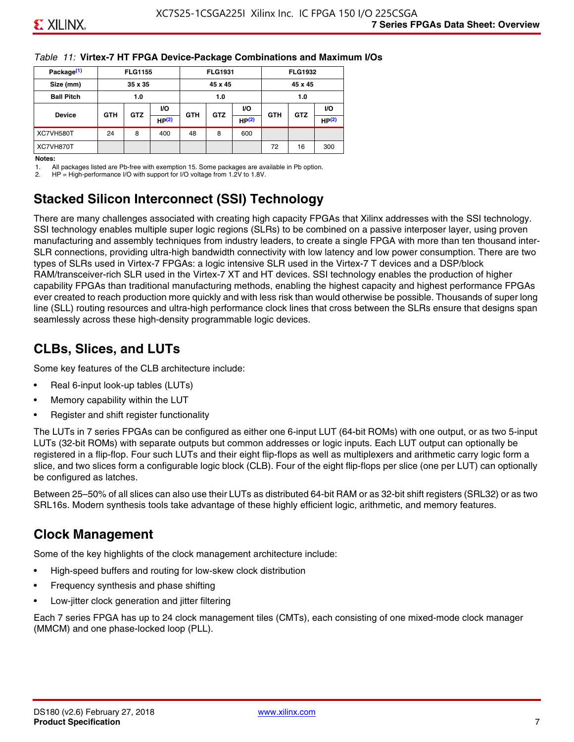*Table 11:* **Virtex-7 HT FPGA Device-Package Combinations and Maximum I/Os**

| Package(1) | FLG1155 | | | FLG1931 | | | FLG1932 | | |
|---|---|---|---|---|---|---|---|---|---|
| Size (mm) | 35 x 35 | | | 45 x 45 | | | 45 x 45 | | |
| Ball Pitch | 1.0 | | | 1.0 | | | 1.0 | | |
| Device | GTH | GTZ | I/O HP(2) | GTH | GTZ | I/O HP(2) | GTH | GTZ | I/O HP(2) |
| XC7VH580T | 24 | 8 | 400 | 48 | 8 | 600 | | | |
| XC7VH870T | | | | | | | 72 | 16 | 300 |

**Notes:**

1. All packages listed are Pb-free with exemption 15. Some packages are available in Pb option.
2. HP = High-performance I/O with support for I/O voltage from 1.2V to 1.8V.

## Stacked Silicon Interconnect (SSI) Technology

There are many challenges associated with creating high capacity FPGAs that Xilinx addresses with the SSI technology. SSI technology enables multiple super logic regions (SLRs) to be combined on a passive interposer layer, using proven manufacturing and assembly techniques from industry leaders, to create a single FPGA with more than ten thousand inter-SLR connections, providing ultra-high bandwidth connectivity with low latency and low power consumption. There are two types of SLRs used in Virtex-7 FPGAs: a logic intensive SLR used in the Virtex-7 T devices and a DSP/block RAM/transceiver-rich SLR used in the Virtex-7 XT and HT devices. SSI technology enables the production of higher capability FPGAs than traditional manufacturing methods, enabling the highest capacity and highest performance FPGAs ever created to reach production more quickly and with less risk than would otherwise be possible. Thousands of super long line (SLL) routing resources and ultra-high performance clock lines that cross between the SLRs ensure that designs span seamlessly across these high-density programmable logic devices.

## CLBs, Slices, and LUTs

Some key features of the CLB architecture include:

- Real 6-input look-up tables (LUTs)
- Memory capability within the LUT
- Register and shift register functionality

The LUTs in 7 series FPGAs can be configured as either one 6-input LUT (64-bit ROMs) with one output, or as two 5-input LUTs (32-bit ROMs) with separate outputs but common addresses or logic inputs. Each LUT output can optionally be registered in a flip-flop. Four such LUTs and their eight flip-flops as well as multiplexers and arithmetic carry logic form a slice, and two slices form a configurable logic block (CLB). Four of the eight flip-flops per slice (one per LUT) can optionally be configured as latches.

Between 25–50% of all slices can also use their LUTs as distributed 64-bit RAM or as 32-bit shift registers (SRL32) or as two SRL16s. Modern synthesis tools take advantage of these highly efficient logic, arithmetic, and memory features.

## Clock Management

Some of the key highlights of the clock management architecture include:

- High-speed buffers and routing for low-skew clock distribution
- Frequency synthesis and phase shifting
- Low-jitter clock generation and jitter filtering

Each 7 series FPGA has up to 24 clock management tiles (CMTs), each consisting of one mixed-mode clock manager (MMCM) and one phase-locked loop (PLL).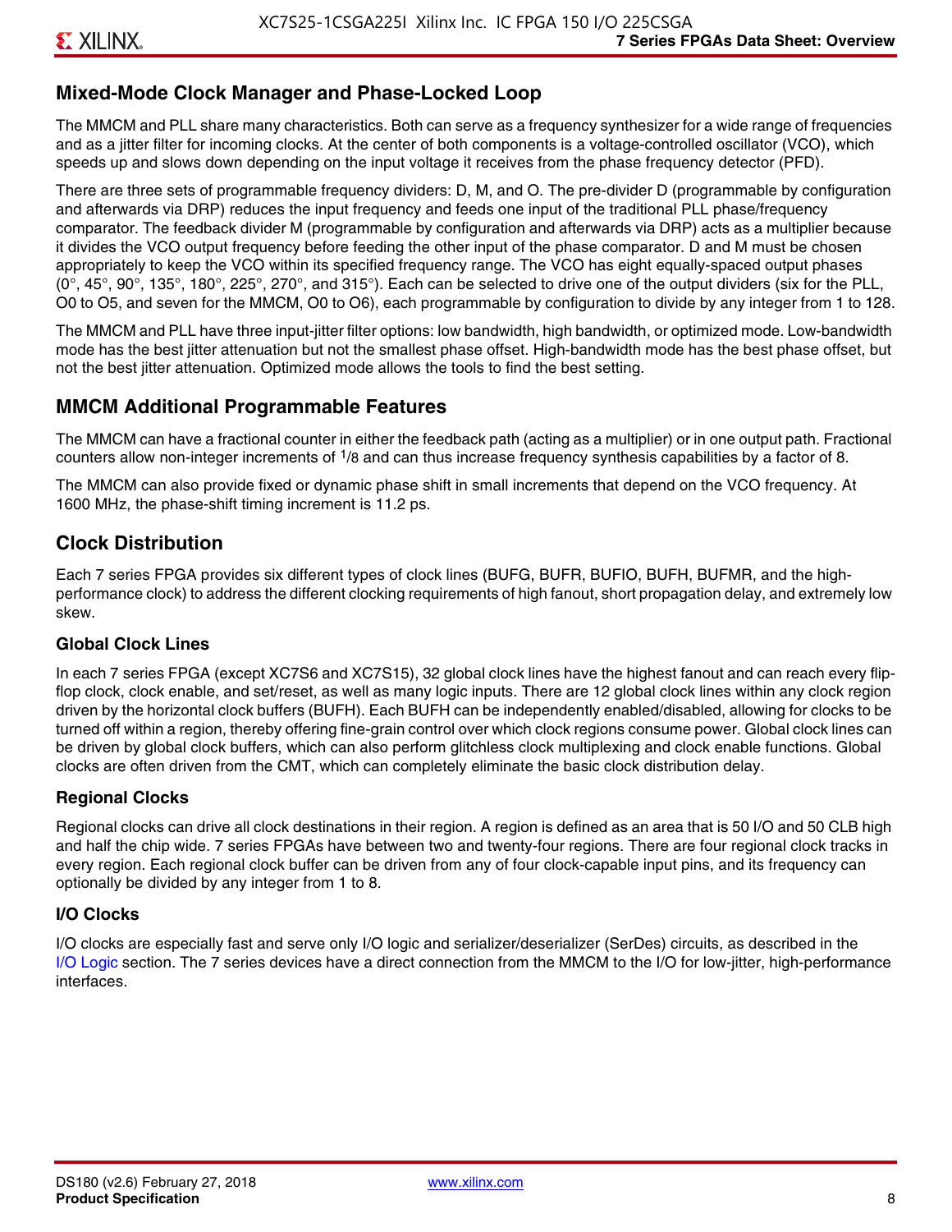## Mixed-Mode Clock Manager and Phase-Locked Loop

The MMCM and PLL share many characteristics. Both can serve as a frequency synthesizer for a wide range of frequencies and as a jitter filter for incoming clocks. At the center of both components is a voltage-controlled oscillator (VCO), which speeds up and slows down depending on the input voltage it receives from the phase frequency detector (PFD).

There are three sets of programmable frequency dividers: D, M, and O. The pre-divider D (programmable by configuration and afterwards via DRP) reduces the input frequency and feeds one input of the traditional PLL phase/frequency comparator. The feedback divider M (programmable by configuration and afterwards via DRP) acts as a multiplier because it divides the VCO output frequency before feeding the other input of the phase comparator. D and M must be chosen appropriately to keep the VCO within its specified frequency range. The VCO has eight equally-spaced output phases (0°, 45°, 90°, 135°, 180°, 225°, 270°, and 315°). Each can be selected to drive one of the output dividers (six for the PLL, O0 to O5, and seven for the MMCM, O0 to O6), each programmable by configuration to divide by any integer from 1 to 128.

The MMCM and PLL have three input-jitter filter options: low bandwidth, high bandwidth, or optimized mode. Low-bandwidth mode has the best jitter attenuation but not the smallest phase offset. High-bandwidth mode has the best phase offset, but not the best jitter attenuation. Optimized mode allows the tools to find the best setting.

## MMCM Additional Programmable Features

The MMCM can have a fractional counter in either the feedback path (acting as a multiplier) or in one output path. Fractional counters allow non-integer increments of $^1/_8$ and can thus increase frequency synthesis capabilities by a factor of 8.

The MMCM can also provide fixed or dynamic phase shift in small increments that depend on the VCO frequency. At 1600 MHz, the phase-shift timing increment is 11.2 ps.

## Clock Distribution

Each 7 series FPGA provides six different types of clock lines (BUFG, BUFR, BUFIO, BUFH, BUFMR, and the high-performance clock) to address the different clocking requirements of high fanout, short propagation delay, and extremely low skew.

### Global Clock Lines

In each 7 series FPGA (except XC7S6 and XC7S15), 32 global clock lines have the highest fanout and can reach every flip-flop clock, clock enable, and set/reset, as well as many logic inputs. There are 12 global clock lines within any clock region driven by the horizontal clock buffers (BUFH). Each BUFH can be independently enabled/disabled, allowing for clocks to be turned off within a region, thereby offering fine-grain control over which clock regions consume power. Global clock lines can be driven by global clock buffers, which can also perform glitchless clock multiplexing and clock enable functions. Global clocks are often driven from the CMT, which can completely eliminate the basic clock distribution delay.

### Regional Clocks

Regional clocks can drive all clock destinations in their region. A region is defined as an area that is 50 I/O and 50 CLB high and half the chip wide. 7 series FPGAs have between two and twenty-four regions. There are four regional clock tracks in every region. Each regional clock buffer can be driven from any of four clock-capable input pins, and its frequency can optionally be divided by any integer from 1 to 8.

### I/O Clocks

I/O clocks are especially fast and serve only I/O logic and serializer/deserializer (SerDes) circuits, as described in the I/O Logic section. The 7 series devices have a direct connection from the MMCM to the I/O for low-jitter, high-performance interfaces.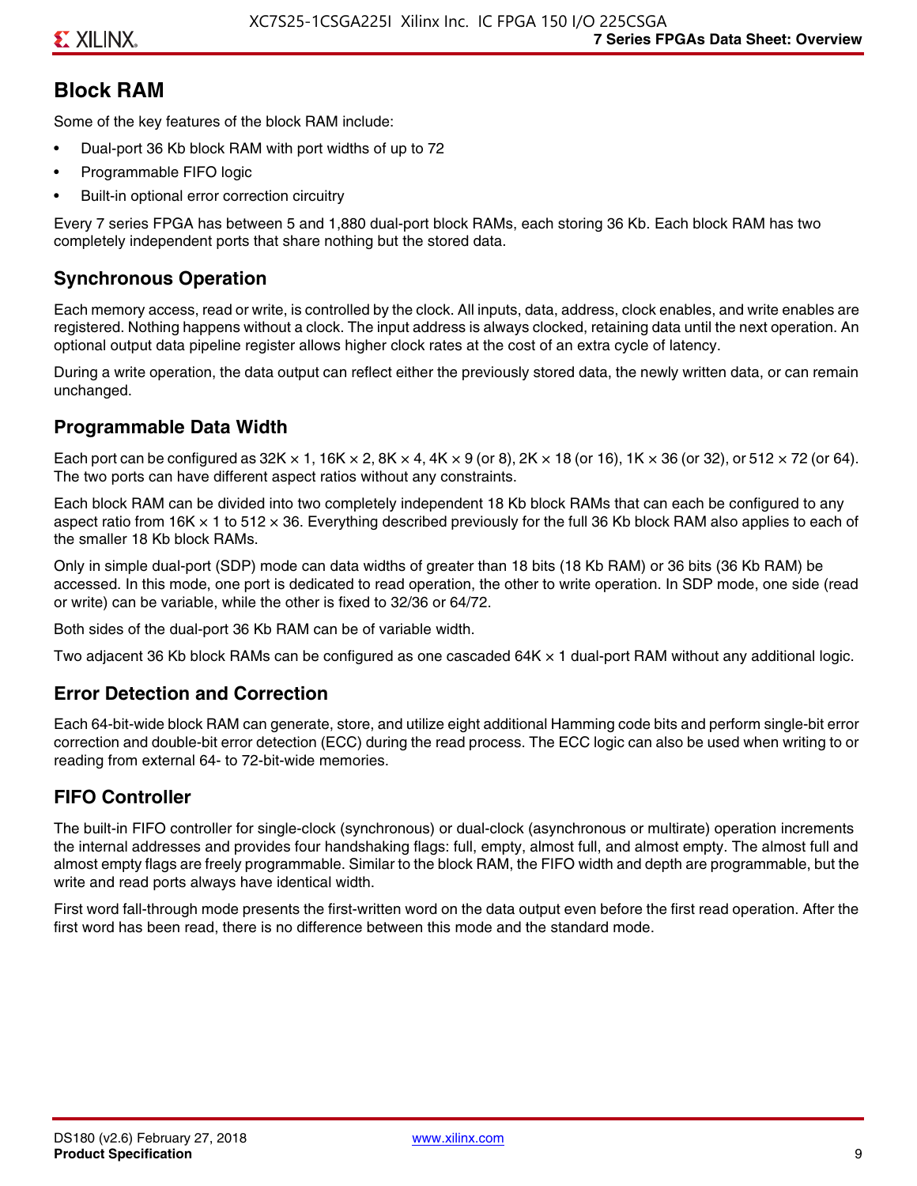## Block RAM

Some of the key features of the block RAM include:

- Dual-port 36 Kb block RAM with port widths of up to 72
- Programmable FIFO logic
- Built-in optional error correction circuitry

Every 7 series FPGA has between 5 and 1,880 dual-port block RAMs, each storing 36 Kb. Each block RAM has two completely independent ports that share nothing but the stored data.

### Synchronous Operation

Each memory access, read or write, is controlled by the clock. All inputs, data, address, clock enables, and write enables are registered. Nothing happens without a clock. The input address is always clocked, retaining data until the next operation. An optional output data pipeline register allows higher clock rates at the cost of an extra cycle of latency.

During a write operation, the data output can reflect either the previously stored data, the newly written data, or can remain unchanged.

### Programmable Data Width

Each port can be configured as 32K × 1, 16K × 2, 8K × 4, 4K × 9 (or 8), 2K × 18 (or 16), 1K × 36 (or 32), or 512 × 72 (or 64). The two ports can have different aspect ratios without any constraints.

Each block RAM can be divided into two completely independent 18 Kb block RAMs that can each be configured to any aspect ratio from 16K × 1 to 512 × 36. Everything described previously for the full 36 Kb block RAM also applies to each of the smaller 18 Kb block RAMs.

Only in simple dual-port (SDP) mode can data widths of greater than 18 bits (18 Kb RAM) or 36 bits (36 Kb RAM) be accessed. In this mode, one port is dedicated to read operation, the other to write operation. In SDP mode, one side (read or write) can be variable, while the other is fixed to 32/36 or 64/72.

Both sides of the dual-port 36 Kb RAM can be of variable width.

Two adjacent 36 Kb block RAMs can be configured as one cascaded 64K × 1 dual-port RAM without any additional logic.

### Error Detection and Correction

Each 64-bit-wide block RAM can generate, store, and utilize eight additional Hamming code bits and perform single-bit error correction and double-bit error detection (ECC) during the read process. The ECC logic can also be used when writing to or reading from external 64- to 72-bit-wide memories.

### FIFO Controller

The built-in FIFO controller for single-clock (synchronous) or dual-clock (asynchronous or multirate) operation increments the internal addresses and provides four handshaking flags: full, empty, almost full, and almost empty. The almost full and almost empty flags are freely programmable. Similar to the block RAM, the FIFO width and depth are programmable, but the write and read ports always have identical width.

First word fall-through mode presents the first-written word on the data output even before the first read operation. After the first word has been read, there is no difference between this mode and the standard mode.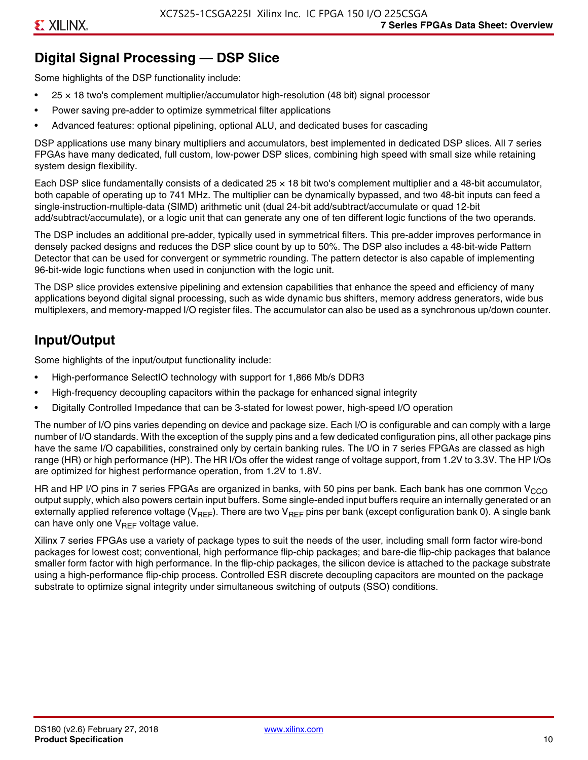## Digital Signal Processing — DSP Slice

Some highlights of the DSP functionality include:

- 25 × 18 two's complement multiplier/accumulator high-resolution (48 bit) signal processor
- Power saving pre-adder to optimize symmetrical filter applications
- Advanced features: optional pipelining, optional ALU, and dedicated buses for cascading

DSP applications use many binary multipliers and accumulators, best implemented in dedicated DSP slices. All 7 series FPGAs have many dedicated, full custom, low-power DSP slices, combining high speed with small size while retaining system design flexibility.

Each DSP slice fundamentally consists of a dedicated 25 × 18 bit two's complement multiplier and a 48-bit accumulator, both capable of operating up to 741 MHz. The multiplier can be dynamically bypassed, and two 48-bit inputs can feed a single-instruction-multiple-data (SIMD) arithmetic unit (dual 24-bit add/subtract/accumulate or quad 12-bit add/subtract/accumulate), or a logic unit that can generate any one of ten different logic functions of the two operands.

The DSP includes an additional pre-adder, typically used in symmetrical filters. This pre-adder improves performance in densely packed designs and reduces the DSP slice count by up to 50%. The DSP also includes a 48-bit-wide Pattern Detector that can be used for convergent or symmetric rounding. The pattern detector is also capable of implementing 96-bit-wide logic functions when used in conjunction with the logic unit.

The DSP slice provides extensive pipelining and extension capabilities that enhance the speed and efficiency of many applications beyond digital signal processing, such as wide dynamic bus shifters, memory address generators, wide bus multiplexers, and memory-mapped I/O register files. The accumulator can also be used as a synchronous up/down counter.

## Input/Output

Some highlights of the input/output functionality include:

- High-performance SelectIO technology with support for 1,866 Mb/s DDR3
- High-frequency decoupling capacitors within the package for enhanced signal integrity
- Digitally Controlled Impedance that can be 3-stated for lowest power, high-speed I/O operation

The number of I/O pins varies depending on device and package size. Each I/O is configurable and can comply with a large number of I/O standards. With the exception of the supply pins and a few dedicated configuration pins, all other package pins have the same I/O capabilities, constrained only by certain banking rules. The I/O in 7 series FPGAs are classed as high range (HR) or high performance (HP). The HR I/Os offer the widest range of voltage support, from 1.2V to 3.3V. The HP I/Os are optimized for highest performance operation, from 1.2V to 1.8V.

HR and HP I/O pins in 7 series FPGAs are organized in banks, with 50 pins per bank. Each bank has one common $V_{CCO}$ output supply, which also powers certain input buffers. Some single-ended input buffers require an internally generated or an externally applied reference voltage ($V_{REF}$). There are two $V_{REF}$ pins per bank (except configuration bank 0). A single bank can have only one $V_{REF}$ voltage value.

Xilinx 7 series FPGAs use a variety of package types to suit the needs of the user, including small form factor wire-bond packages for lowest cost; conventional, high performance flip-chip packages; and bare-die flip-chip packages that balance smaller form factor with high performance. In the flip-chip packages, the silicon device is attached to the package substrate using a high-performance flip-chip process. Controlled ESR discrete decoupling capacitors are mounted on the package substrate to optimize signal integrity under simultaneous switching of outputs (SSO) conditions.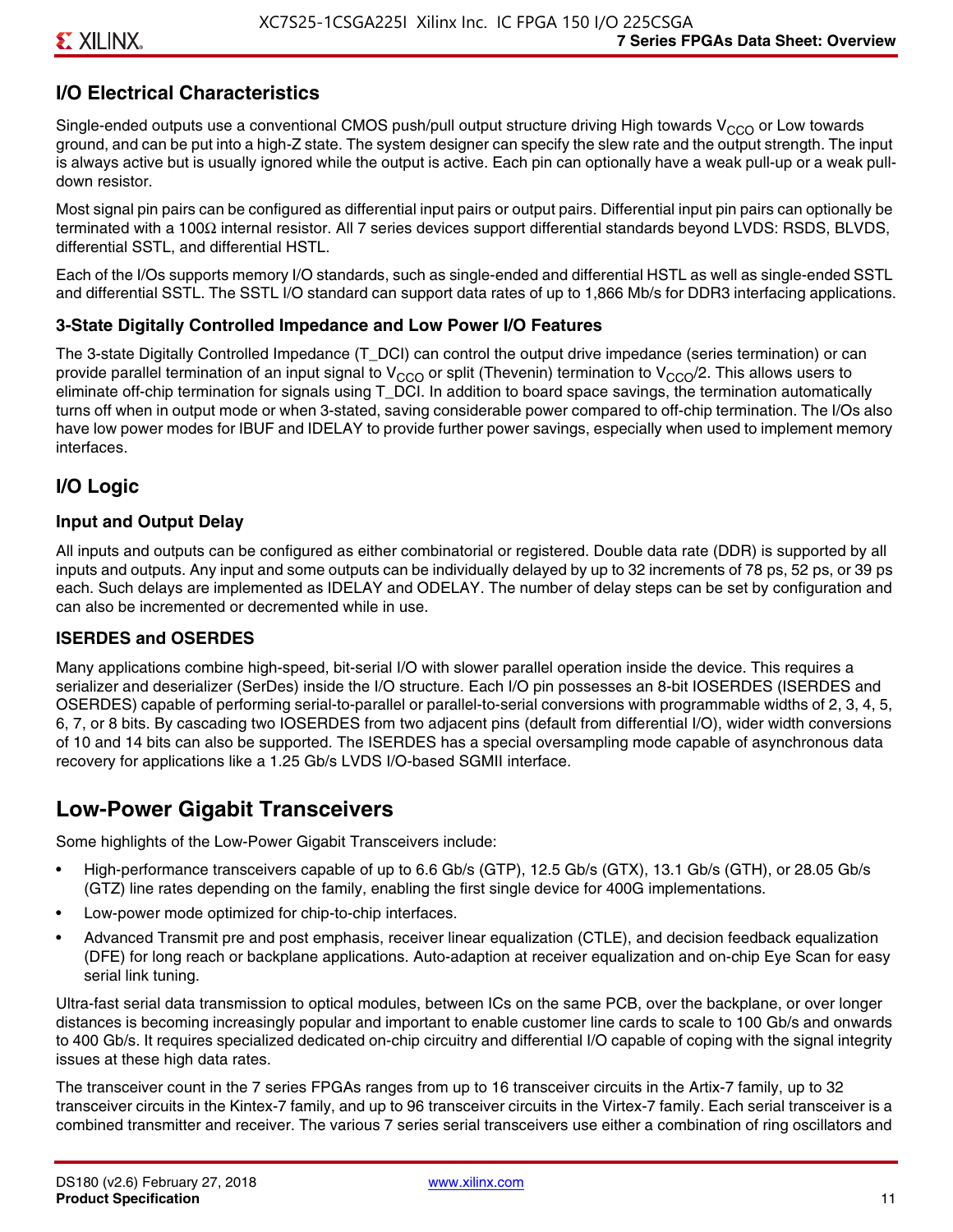## I/O Electrical Characteristics

Single-ended outputs use a conventional CMOS push/pull output structure driving High towards $V_{CCO}$ or Low towards ground, and can be put into a high-Z state. The system designer can specify the slew rate and the output strength. The input is always active but is usually ignored while the output is active. Each pin can optionally have a weak pull-up or a weak pull-down resistor.

Most signal pin pairs can be configured as differential input pairs or output pairs. Differential input pin pairs can optionally be terminated with a 100Ω internal resistor. All 7 series devices support differential standards beyond LVDS: RSDS, BLVDS, differential SSTL, and differential HSTL.

Each of the I/Os supports memory I/O standards, such as single-ended and differential HSTL as well as single-ended SSTL and differential SSTL. The SSTL I/O standard can support data rates of up to 1,866 Mb/s for DDR3 interfacing applications.

### 3-State Digitally Controlled Impedance and Low Power I/O Features

The 3-state Digitally Controlled Impedance (T_DCI) can control the output drive impedance (series termination) or can provide parallel termination of an input signal to $V_{CCO}$ or split (Thevenin) termination to $V_{CCO}/2$. This allows users to eliminate off-chip termination for signals using T_DCI. In addition to board space savings, the termination automatically turns off when in output mode or when 3-stated, saving considerable power compared to off-chip termination. The I/Os also have low power modes for IBUF and IDELAY to provide further power savings, especially when used to implement memory interfaces.

## I/O Logic

### Input and Output Delay

All inputs and outputs can be configured as either combinatorial or registered. Double data rate (DDR) is supported by all inputs and outputs. Any input and some outputs can be individually delayed by up to 32 increments of 78 ps, 52 ps, or 39 ps each. Such delays are implemented as IDELAY and ODELAY. The number of delay steps can be set by configuration and can also be incremented or decremented while in use.

### ISERDES and OSERDES

Many applications combine high-speed, bit-serial I/O with slower parallel operation inside the device. This requires a serializer and deserializer (SerDes) inside the I/O structure. Each I/O pin possesses an 8-bit IOSERDES (ISERDES and OSERDES) capable of performing serial-to-parallel or parallel-to-serial conversions with programmable widths of 2, 3, 4, 5, 6, 7, or 8 bits. By cascading two IOSERDES from two adjacent pins (default from differential I/O), wider width conversions of 10 and 14 bits can also be supported. The ISERDES has a special oversampling mode capable of asynchronous data recovery for applications like a 1.25 Gb/s LVDS I/O-based SGMII interface.

## Low-Power Gigabit Transceivers

Some highlights of the Low-Power Gigabit Transceivers include:

- High-performance transceivers capable of up to 6.6 Gb/s (GTP), 12.5 Gb/s (GTX), 13.1 Gb/s (GTH), or 28.05 Gb/s (GTZ) line rates depending on the family, enabling the first single device for 400G implementations.
- Low-power mode optimized for chip-to-chip interfaces.
- Advanced Transmit pre and post emphasis, receiver linear equalization (CTLE), and decision feedback equalization (DFE) for long reach or backplane applications. Auto-adaption at receiver equalization and on-chip Eye Scan for easy serial link tuning.

Ultra-fast serial data transmission to optical modules, between ICs on the same PCB, over the backplane, or over longer distances is becoming increasingly popular and important to enable customer line cards to scale to 100 Gb/s and onwards to 400 Gb/s. It requires specialized dedicated on-chip circuitry and differential I/O capable of coping with the signal integrity issues at these high data rates.

The transceiver count in the 7 series FPGAs ranges from up to 16 transceiver circuits in the Artix-7 family, up to 32 transceiver circuits in the Kintex-7 family, and up to 96 transceiver circuits in the Virtex-7 family. Each serial transceiver is a combined transmitter and receiver. The various 7 series serial transceivers use either a combination of ring oscillators and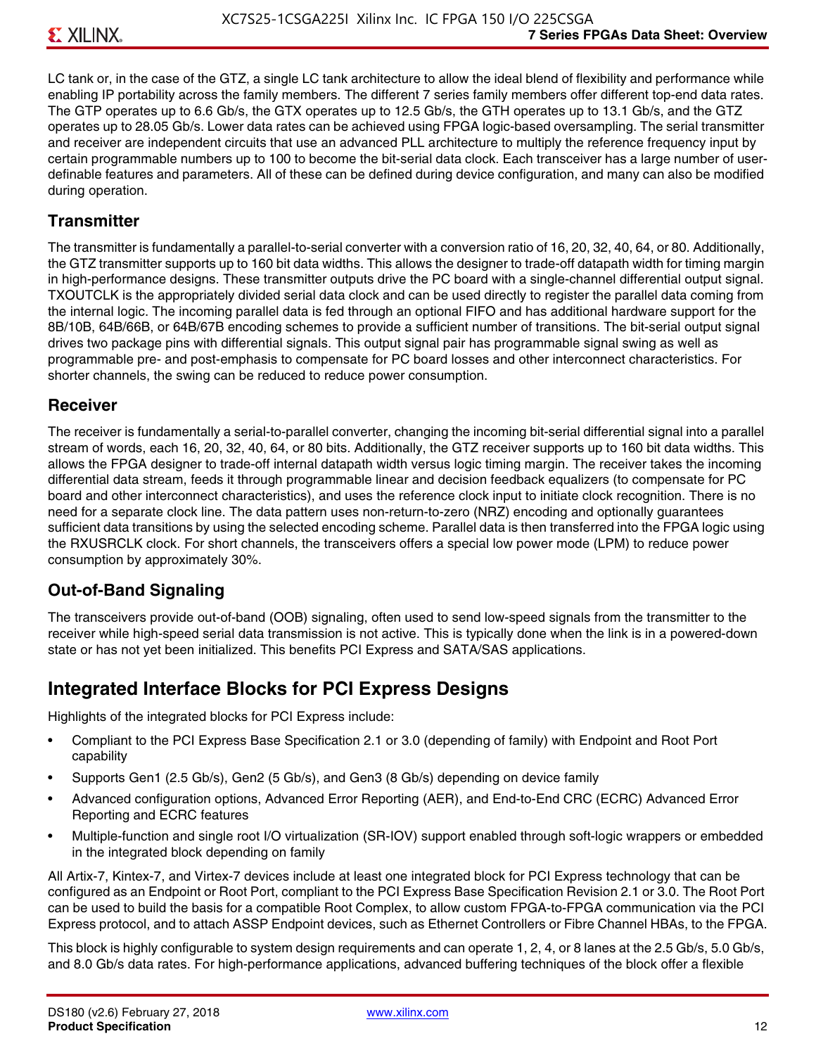LC tank or, in the case of the GTZ, a single LC tank architecture to allow the ideal blend of flexibility and performance while enabling IP portability across the family members. The different 7 series family members offer different top-end data rates. The GTP operates up to 6.6 Gb/s, the GTX operates up to 12.5 Gb/s, the GTH operates up to 13.1 Gb/s, and the GTZ operates up to 28.05 Gb/s. Lower data rates can be achieved using FPGA logic-based oversampling. The serial transmitter and receiver are independent circuits that use an advanced PLL architecture to multiply the reference frequency input by certain programmable numbers up to 100 to become the bit-serial data clock. Each transceiver has a large number of user-definable features and parameters. All of these can be defined during device configuration, and many can also be modified during operation.

### Transmitter

The transmitter is fundamentally a parallel-to-serial converter with a conversion ratio of 16, 20, 32, 40, 64, or 80. Additionally, the GTZ transmitter supports up to 160 bit data widths. This allows the designer to trade-off datapath width for timing margin in high-performance designs. These transmitter outputs drive the PC board with a single-channel differential output signal. TXOUTCLK is the appropriately divided serial data clock and can be used directly to register the parallel data coming from the internal logic. The incoming parallel data is fed through an optional FIFO and has additional hardware support for the 8B/10B, 64B/66B, or 64B/67B encoding schemes to provide a sufficient number of transitions. The bit-serial output signal drives two package pins with differential signals. This output signal pair has programmable signal swing as well as programmable pre- and post-emphasis to compensate for PC board losses and other interconnect characteristics. For shorter channels, the swing can be reduced to reduce power consumption.

### Receiver

The receiver is fundamentally a serial-to-parallel converter, changing the incoming bit-serial differential signal into a parallel stream of words, each 16, 20, 32, 40, 64, or 80 bits. Additionally, the GTZ receiver supports up to 160 bit data widths. This allows the FPGA designer to trade-off internal datapath width versus logic timing margin. The receiver takes the incoming differential data stream, feeds it through programmable linear and decision feedback equalizers (to compensate for PC board and other interconnect characteristics), and uses the reference clock input to initiate clock recognition. There is no need for a separate clock line. The data pattern uses non-return-to-zero (NRZ) encoding and optionally guarantees sufficient data transitions by using the selected encoding scheme. Parallel data is then transferred into the FPGA logic using the RXUSRCLK clock. For short channels, the transceivers offers a special low power mode (LPM) to reduce power consumption by approximately 30%.

### Out-of-Band Signaling

The transceivers provide out-of-band (OOB) signaling, often used to send low-speed signals from the transmitter to the receiver while high-speed serial data transmission is not active. This is typically done when the link is in a powered-down state or has not yet been initialized. This benefits PCI Express and SATA/SAS applications.

## Integrated Interface Blocks for PCI Express Designs

Highlights of the integrated blocks for PCI Express include:

- Compliant to the PCI Express Base Specification 2.1 or 3.0 (depending of family) with Endpoint and Root Port capability
- Supports Gen1 (2.5 Gb/s), Gen2 (5 Gb/s), and Gen3 (8 Gb/s) depending on device family
- Advanced configuration options, Advanced Error Reporting (AER), and End-to-End CRC (ECRC) Advanced Error Reporting and ECRC features
- Multiple-function and single root I/O virtualization (SR-IOV) support enabled through soft-logic wrappers or embedded in the integrated block depending on family

All Artix-7, Kintex-7, and Virtex-7 devices include at least one integrated block for PCI Express technology that can be configured as an Endpoint or Root Port, compliant to the PCI Express Base Specification Revision 2.1 or 3.0. The Root Port can be used to build the basis for a compatible Root Complex, to allow custom FPGA-to-FPGA communication via the PCI Express protocol, and to attach ASSP Endpoint devices, such as Ethernet Controllers or Fibre Channel HBAs, to the FPGA.

This block is highly configurable to system design requirements and can operate 1, 2, 4, or 8 lanes at the 2.5 Gb/s, 5.0 Gb/s, and 8.0 Gb/s data rates. For high-performance applications, advanced buffering techniques of the block offer a flexible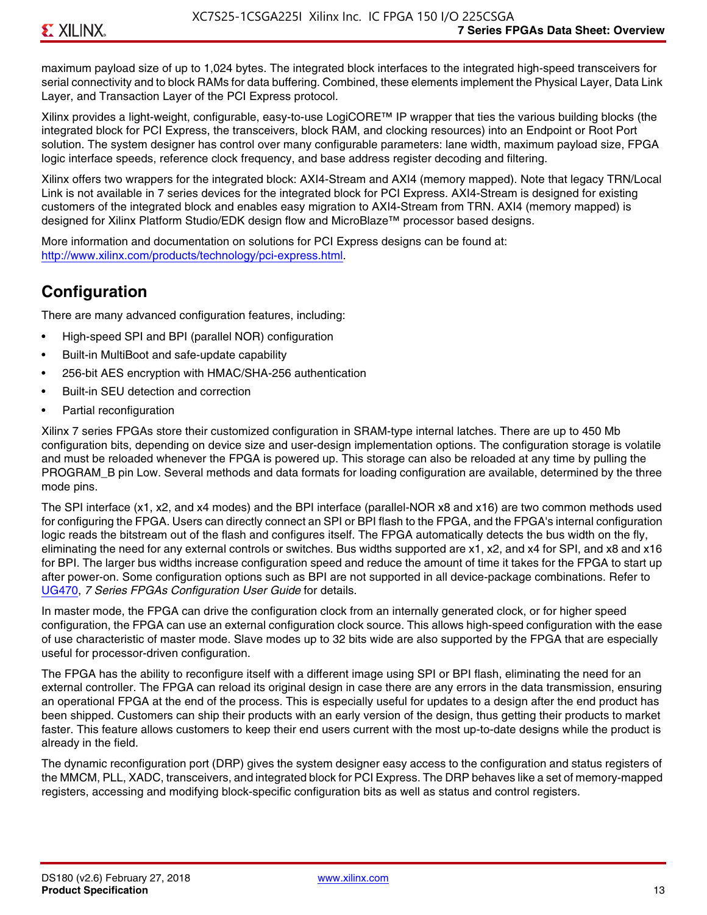maximum payload size of up to 1,024 bytes. The integrated block interfaces to the integrated high-speed transceivers for serial connectivity and to block RAMs for data buffering. Combined, these elements implement the Physical Layer, Data Link Layer, and Transaction Layer of the PCI Express protocol.

Xilinx provides a light-weight, configurable, easy-to-use LogiCORE™ IP wrapper that ties the various building blocks (the integrated block for PCI Express, the transceivers, block RAM, and clocking resources) into an Endpoint or Root Port solution. The system designer has control over many configurable parameters: lane width, maximum payload size, FPGA logic interface speeds, reference clock frequency, and base address register decoding and filtering.

Xilinx offers two wrappers for the integrated block: AXI4-Stream and AXI4 (memory mapped). Note that legacy TRN/Local Link is not available in 7 series devices for the integrated block for PCI Express. AXI4-Stream is designed for existing customers of the integrated block and enables easy migration to AXI4-Stream from TRN. AXI4 (memory mapped) is designed for Xilinx Platform Studio/EDK design flow and MicroBlaze™ processor based designs.

More information and documentation on solutions for PCI Express designs can be found at: http://www.xilinx.com/products/technology/pci-express.html.

## Configuration

There are many advanced configuration features, including:

- High-speed SPI and BPI (parallel NOR) configuration
- Built-in MultiBoot and safe-update capability
- 256-bit AES encryption with HMAC/SHA-256 authentication
- Built-in SEU detection and correction
- Partial reconfiguration

Xilinx 7 series FPGAs store their customized configuration in SRAM-type internal latches. There are up to 450 Mb configuration bits, depending on device size and user-design implementation options. The configuration storage is volatile and must be reloaded whenever the FPGA is powered up. This storage can also be reloaded at any time by pulling the PROGRAM_B pin Low. Several methods and data formats for loading configuration are available, determined by the three mode pins.

The SPI interface (x1, x2, and x4 modes) and the BPI interface (parallel-NOR x8 and x16) are two common methods used for configuring the FPGA. Users can directly connect an SPI or BPI flash to the FPGA, and the FPGA's internal configuration logic reads the bitstream out of the flash and configures itself. The FPGA automatically detects the bus width on the fly, eliminating the need for any external controls or switches. Bus widths supported are x1, x2, and x4 for SPI, and x8 and x16 for BPI. The larger bus widths increase configuration speed and reduce the amount of time it takes for the FPGA to start up after power-on. Some configuration options such as BPI are not supported in all device-package combinations. Refer to UG470, *7 Series FPGAs Configuration User Guide* for details.

In master mode, the FPGA can drive the configuration clock from an internally generated clock, or for higher speed configuration, the FPGA can use an external configuration clock source. This allows high-speed configuration with the ease of use characteristic of master mode. Slave modes up to 32 bits wide are also supported by the FPGA that are especially useful for processor-driven configuration.

The FPGA has the ability to reconfigure itself with a different image using SPI or BPI flash, eliminating the need for an external controller. The FPGA can reload its original design in case there are any errors in the data transmission, ensuring an operational FPGA at the end of the process. This is especially useful for updates to a design after the end product has been shipped. Customers can ship their products with an early version of the design, thus getting their products to market faster. This feature allows customers to keep their end users current with the most up-to-date designs while the product is already in the field.

The dynamic reconfiguration port (DRP) gives the system designer easy access to the configuration and status registers of the MMCM, PLL, XADC, transceivers, and integrated block for PCI Express. The DRP behaves like a set of memory-mapped registers, accessing and modifying block-specific configuration bits as well as status and control registers.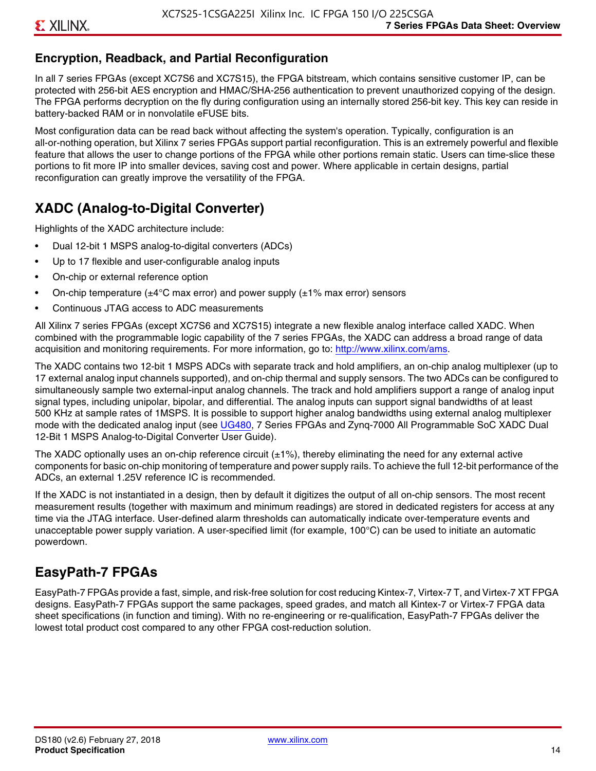## Encryption, Readback, and Partial Reconfiguration

In all 7 series FPGAs (except XC7S6 and XC7S15), the FPGA bitstream, which contains sensitive customer IP, can be protected with 256-bit AES encryption and HMAC/SHA-256 authentication to prevent unauthorized copying of the design. The FPGA performs decryption on the fly during configuration using an internally stored 256-bit key. This key can reside in battery-backed RAM or in nonvolatile eFUSE bits.

Most configuration data can be read back without affecting the system's operation. Typically, configuration is an all-or-nothing operation, but Xilinx 7 series FPGAs support partial reconfiguration. This is an extremely powerful and flexible feature that allows the user to change portions of the FPGA while other portions remain static. Users can time-slice these portions to fit more IP into smaller devices, saving cost and power. Where applicable in certain designs, partial reconfiguration can greatly improve the versatility of the FPGA.

## XADC (Analog-to-Digital Converter)

Highlights of the XADC architecture include:

- Dual 12-bit 1 MSPS analog-to-digital converters (ADCs)
- Up to 17 flexible and user-configurable analog inputs
- On-chip or external reference option
- On-chip temperature (±4°C max error) and power supply (±1% max error) sensors
- Continuous JTAG access to ADC measurements

All Xilinx 7 series FPGAs (except XC7S6 and XC7S15) integrate a new flexible analog interface called XADC. When combined with the programmable logic capability of the 7 series FPGAs, the XADC can address a broad range of data acquisition and monitoring requirements. For more information, go to: http://www.xilinx.com/ams.

The XADC contains two 12-bit 1 MSPS ADCs with separate track and hold amplifiers, an on-chip analog multiplexer (up to 17 external analog input channels supported), and on-chip thermal and supply sensors. The two ADCs can be configured to simultaneously sample two external-input analog channels. The track and hold amplifiers support a range of analog input signal types, including unipolar, bipolar, and differential. The analog inputs can support signal bandwidths of at least 500 KHz at sample rates of 1MSPS. It is possible to support higher analog bandwidths using external analog multiplexer mode with the dedicated analog input (see UG480, 7 Series FPGAs and Zynq-7000 All Programmable SoC XADC Dual 12-Bit 1 MSPS Analog-to-Digital Converter User Guide).

The XADC optionally uses an on-chip reference circuit (±1%), thereby eliminating the need for any external active components for basic on-chip monitoring of temperature and power supply rails. To achieve the full 12-bit performance of the ADCs, an external 1.25V reference IC is recommended.

If the XADC is not instantiated in a design, then by default it digitizes the output of all on-chip sensors. The most recent measurement results (together with maximum and minimum readings) are stored in dedicated registers for access at any time via the JTAG interface. User-defined alarm thresholds can automatically indicate over-temperature events and unacceptable power supply variation. A user-specified limit (for example, 100°C) can be used to initiate an automatic powerdown.

## EasyPath-7 FPGAs

EasyPath-7 FPGAs provide a fast, simple, and risk-free solution for cost reducing Kintex-7, Virtex-7 T, and Virtex-7 XT FPGA designs. EasyPath-7 FPGAs support the same packages, speed grades, and match all Kintex-7 or Virtex-7 FPGA data sheet specifications (in function and timing). With no re-engineering or re-qualification, EasyPath-7 FPGAs deliver the lowest total product cost compared to any other FPGA cost-reduction solution.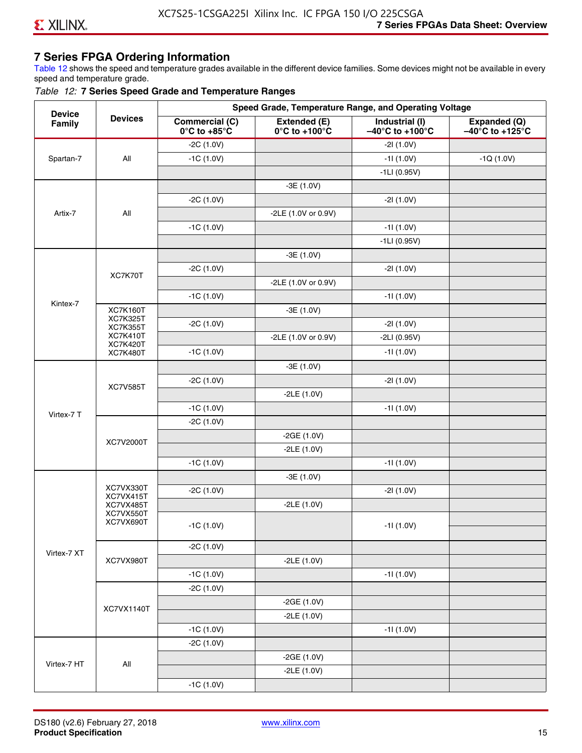## 7 Series FPGA Ordering Information

Table 12 shows the speed and temperature grades available in the different device families. Some devices might not be available in every speed and temperature grade.

*Table 12:* **7 Series Speed Grade and Temperature Ranges**

| Device Family | Devices | Speed Grade, Temperature Range, and Operating Voltage | | | |
|---|---|---|---|---|---|
| | | Commercial (C) 0°C to +85°C | Extended (E) 0°C to +100°C | Industrial (I) –40°C to +100°C | Expanded (Q) –40°C to +125°C |
| Spartan-7 | All | -2C (1.0V) | | -2I (1.0V) | |
| | | -1C (1.0V) | | -1I (1.0V) | -1Q (1.0V) |
| | | | | -1LI (0.95V) | |
| Artix-7 | All | | -3E (1.0V) | | |
| | | -2C (1.0V) | | -2I (1.0V) | |
| | | | -2LE (1.0V or 0.9V) | | |
| | | -1C (1.0V) | | -1I (1.0V) | |
| | | | | -1LI (0.95V) | |
| Kintex-7 | XC7K70T | | -3E (1.0V) | | |
| | | -2C (1.0V) | | -2I (1.0V) | |
| | | | -2LE (1.0V or 0.9V) | | |
| | | -1C (1.0V) | | -1I (1.0V) | |
| | XC7K160T XC7K325T XC7K355T XC7K410T XC7K420T XC7K480T | | -3E (1.0V) | | |
| | | -2C (1.0V) | | -2I (1.0V) | |
| | | | -2LE (1.0V or 0.9V) | -2LI (0.95V) | |
| | | -1C (1.0V) | | -1I (1.0V) | |
| Virtex-7 T | XC7V585T | | -3E (1.0V) | | |
| | | -2C (1.0V) | | -2I (1.0V) | |
| | | | -2LE (1.0V) | | |
| | | -1C (1.0V) | | -1I (1.0V) | |
| | XC7V2000T | -2C (1.0V) | | | |
| | | | -2GE (1.0V) | | |
| | | | -2LE (1.0V) | | |
| | | -1C (1.0V) | | -1I (1.0V) | |
| Virtex-7 XT | XC7VX330T XC7VX415T XC7VX485T XC7VX550T XC7VX690T | | -3E (1.0V) | | |
| | | -2C (1.0V) | | -2I (1.0V) | |
| | | | -2LE (1.0V) | | |
| | | -1C (1.0V) | | -1I (1.0V) | |
| | XC7VX980T | -2C (1.0V) | | | |
| | | | -2LE (1.0V) | | |
| | | -1C (1.0V) | | -1I (1.0V) | |
| | XC7VX1140T | -2C (1.0V) | | | |
| | | | -2GE (1.0V) | | |
| | | | -2LE (1.0V) | | |
| | | -1C (1.0V) | | -1I (1.0V) | |
| Virtex-7 HT | All | -2C (1.0V) | | | |
| | | | -2GE (1.0V) | | |
| | | | -2LE (1.0V) | | |
| | | -1C (1.0V) | | | |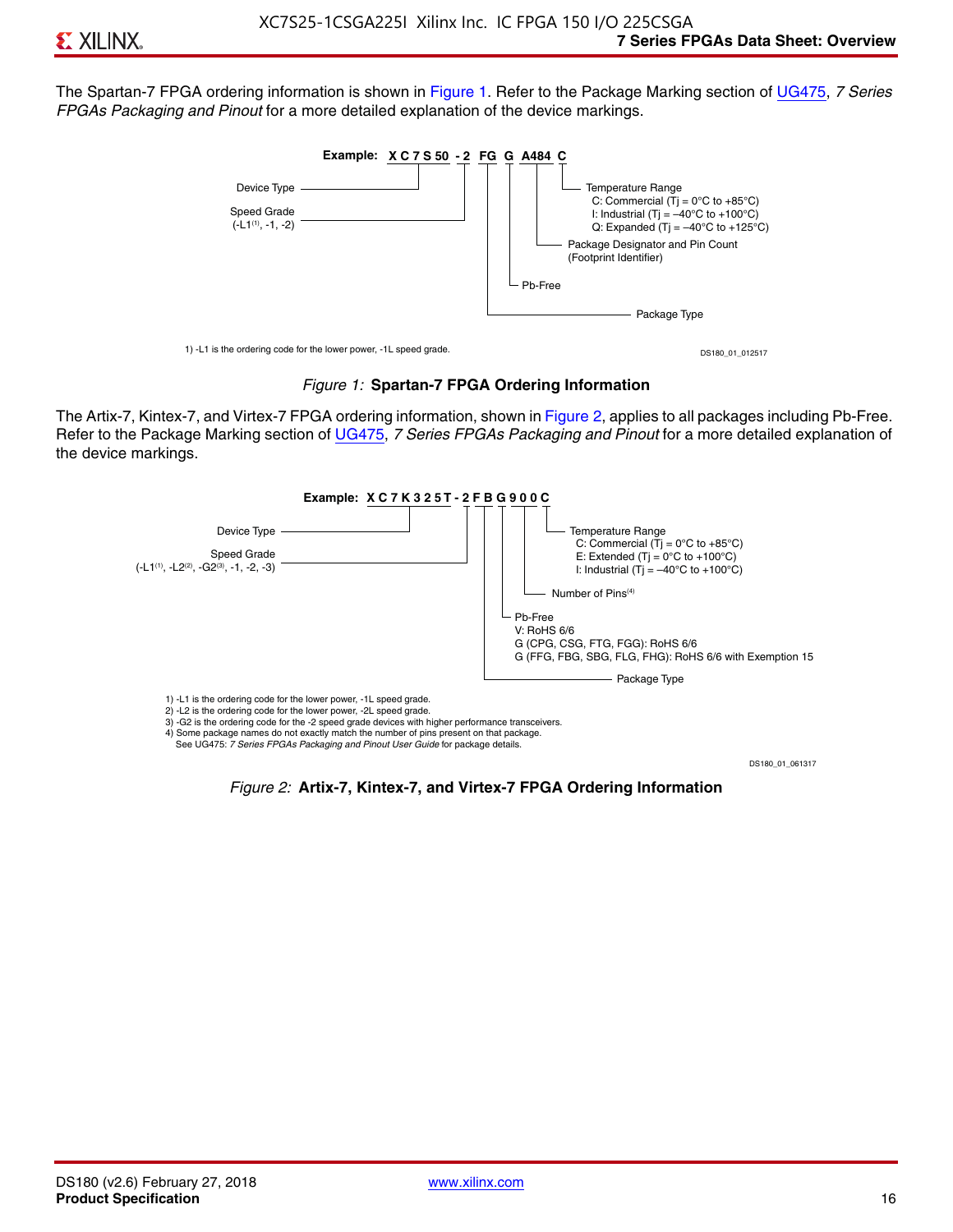The Spartan-7 FPGA ordering information is shown in Figure 1. Refer to the Package Marking section of UG475, *7 Series FPGAs Packaging and Pinout* for a more detailed explanation of the device markings.

**Example: XC7S50 -2 FG G A484 C**

- Device Type
- Speed Grade (-L1[1], -1, -2)
- Package Type
- Pb-Free
- Package Designator and Pin Count (Footprint Identifier)
- Temperature Range
  - C: Commercial (Tj = 0°C to +85°C)
  - I: Industrial (Tj = –40°C to +100°C)
  - Q: Expanded (Tj = –40°C to +125°C)

1) -L1 is the ordering code for the lower power, -1L speed grade.

DS180_01_012517

*Figure 1:* **Spartan-7 FPGA Ordering Information**

The Artix-7, Kintex-7, and Virtex-7 FPGA ordering information, shown in Figure 2, applies to all packages including Pb-Free. Refer to the Package Marking section of UG475, *7 Series FPGAs Packaging and Pinout* for a more detailed explanation of the device markings.

**Example: XC7K325T-2FBG900C**

- Device Type
- Speed Grade (-L1[1], -L2[2], -G2[3], -1, -2, -3)
- Package Type
- Pb-Free
  - V: RoHS 6/6
  - G (CPG, CSG, FTG, FGG): RoHS 6/6
  - G (FFG, FBG, SBG, FLG, FHG): RoHS 6/6 with Exemption 15
- Number of Pins[4]
- Temperature Range
  - C: Commercial (Tj = 0°C to +85°C)
  - E: Extended (Tj = 0°C to +100°C)
  - I: Industrial (Tj = –40°C to +100°C)

1) -L1 is the ordering code for the lower power, -1L speed grade.
2) -L2 is the ordering code for the lower power, -2L speed grade.
3) -G2 is the ordering code for the -2 speed grade devices with higher performance transceivers.
4) Some package names do not exactly match the number of pins present on that package. See UG475: *7 Series FPGAs Packaging and Pinout User Guide* for package details.

DS180_01_061317

*Figure 2:* **Artix-7, Kintex-7, and Virtex-7 FPGA Ordering Information**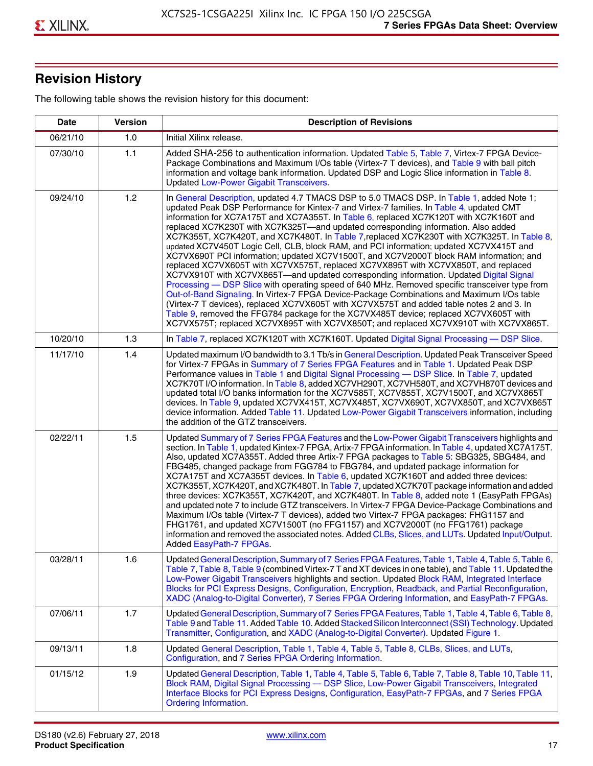## Revision History

The following table shows the revision history for this document:

| Date | Version | Description of Revisions |
|---|---|---|
| 06/21/10 | 1.0 | Initial Xilinx release. |
| 07/30/10 | 1.1 | Added SHA-256 to authentication information. Updated Table 5, Table 7, Virtex-7 FPGA Device-Package Combinations and Maximum I/Os table (Virtex-7 T devices), and Table 9 with ball pitch information and voltage bank information. Updated DSP and Logic Slice information in Table 8. Updated Low-Power Gigabit Transceivers. |
| 09/24/10 | 1.2 | In General Description, updated 4.7 TMACS DSP to 5.0 TMACS DSP. In Table 1, added Note 1; updated Peak DSP Performance for Kintex-7 and Virtex-7 families. In Table 4, updated CMT information for XC7A175T and XC7A355T. In Table 6, replaced XC7K120T with XC7K160T and replaced XC7K230T with XC7K325T—and updated corresponding information. Also added XC7K355T, XC7K420T, and XC7K480T. In Table 7,replaced XC7K230T with XC7K325T. In Table 8, updated XC7V450T Logic Cell, CLB, block RAM, and PCI information; updated XC7VX415T and XC7VX690T PCI information; updated XC7V1500T, and XC7V2000T block RAM information; and replaced XC7VX605T with XC7VX575T, replaced XC7VX895T with XC7VX850T, and replaced XC7VX910T with XC7VX865T—and updated corresponding information. Updated Digital Signal Processing — DSP Slice with operating speed of 640 MHz. Removed specific transceiver type from Out-of-Band Signaling. In Virtex-7 FPGA Device-Package Combinations and Maximum I/Os table (Virtex-7 T devices), replaced XC7VX605T with XC7VX575T and added table notes 2 and 3. In Table 9, removed the FFG784 package for the XC7VX485T device; replaced XC7VX605T with XC7VX575T; replaced XC7VX895T with XC7VX850T; and replaced XC7VX910T with XC7VX865T. |
| 10/20/10 | 1.3 | In Table 7, replaced XC7K120T with XC7K160T. Updated Digital Signal Processing — DSP Slice. |
| 11/17/10 | 1.4 | Updated maximum I/O bandwidth to 3.1 Tb/s in General Description. Updated Peak Transceiver Speed for Virtex-7 FPGAs in Summary of 7 Series FPGA Features and in Table 1. Updated Peak DSP Performance values in Table 1 and Digital Signal Processing — DSP Slice. In Table 7, updated XC7K70T I/O information. In Table 8, added XC7VH290T, XC7VH580T, and XC7VH870T devices and updated total I/O banks information for the XC7V585T, XC7V855T, XC7V1500T, and XC7VX865T devices. In Table 9, updated XC7VX415T, XC7VX485T, XC7VX690T, XC7VX850T, and XC7VX865T device information. Added Table 11. Updated Low-Power Gigabit Transceivers information, including the addition of the GTZ transceivers. |
| 02/22/11 | 1.5 | Updated Summary of 7 Series FPGA Features and the Low-Power Gigabit Transceivers highlights and section. In Table 1, updated Kintex-7 FPGA, Artix-7 FPGA information. In Table 4, updated XC7A175T. Also, updated XC7A355T. Added three Artix-7 FPGA packages to Table 5: SBG325, SBG484, and FBG485, changed package from FGG784 to FBG784, and updated package information for XC7A175T and XC7A355T devices. In Table 6, updated XC7K160T and added three devices: XC7K355T, XC7K420T, and XC7K480T. In Table 7, updated XC7K70T package information and added three devices: XC7K355T, XC7K420T, and XC7K480T. In Table 8, added note 1 (EasyPath FPGAs) and updated note 7 to include GTZ transceivers. In Virtex-7 FPGA Device-Package Combinations and Maximum I/Os table (Virtex-7 T devices), added two Virtex-7 FPGA packages: FHG1157 and FHG1761, and updated XC7V1500T (no FFG1157) and XC7V2000T (no FFG1761) package information and removed the associated notes. Added CLBs, Slices, and LUTs. Updated Input/Output. Added EasyPath-7 FPGAs. |
| 03/28/11 | 1.6 | Updated General Description, Summary of 7 Series FPGA Features, Table 1, Table 4, Table 5, Table 6, Table 7, Table 8, Table 9 (combined Virtex-7 T and XT devices in one table), and Table 11. Updated the Low-Power Gigabit Transceivers highlights and section. Updated Block RAM, Integrated Interface Blocks for PCI Express Designs, Configuration, Encryption, Readback, and Partial Reconfiguration, XADC (Analog-to-Digital Converter), 7 Series FPGA Ordering Information, and EasyPath-7 FPGAs. |
| 07/06/11 | 1.7 | Updated General Description, Summary of 7 Series FPGA Features, Table 1, Table 4, Table 6, Table 8, Table 9 and Table 11. Added Table 10. Added Stacked Silicon Interconnect (SSI) Technology. Updated Transmitter, Configuration, and XADC (Analog-to-Digital Converter). Updated Figure 1. |
| 09/13/11 | 1.8 | Updated General Description, Table 1, Table 4, Table 5, Table 8, CLBs, Slices, and LUTs, Configuration, and 7 Series FPGA Ordering Information. |
| 01/15/12 | 1.9 | Updated General Description, Table 1, Table 4, Table 5, Table 6, Table 7, Table 8, Table 10, Table 11, Block RAM, Digital Signal Processing — DSP Slice, Low-Power Gigabit Transceivers, Integrated Interface Blocks for PCI Express Designs, Configuration, EasyPath-7 FPGAs, and 7 Series FPGA Ordering Information. |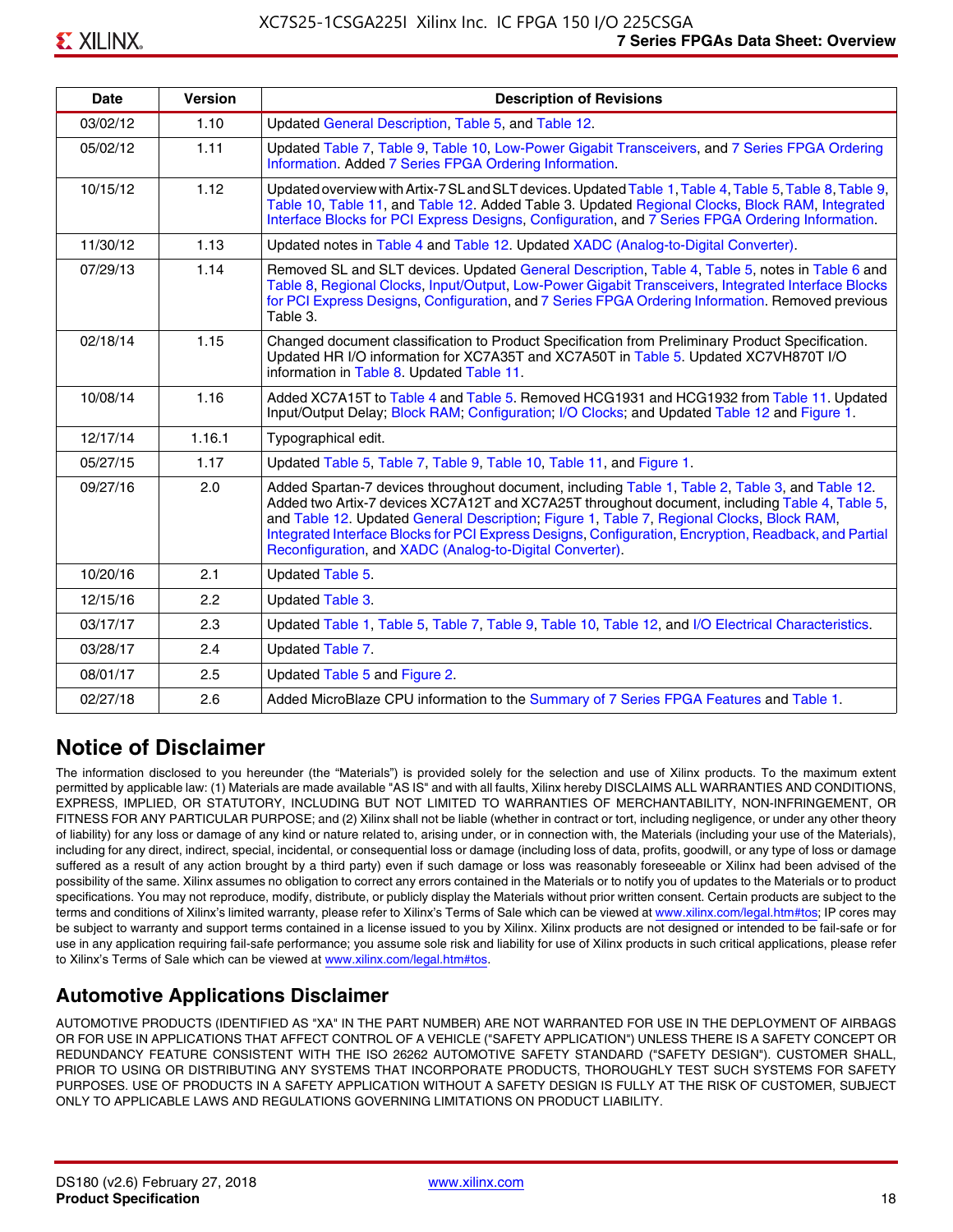| Date | Version | Description of Revisions |
|---|---|---|
| 03/02/12 | 1.10 | Updated General Description, Table 5, and Table 12. |
| 05/02/12 | 1.11 | Updated Table 7, Table 9, Table 10, Low-Power Gigabit Transceivers, and 7 Series FPGA Ordering Information. Added 7 Series FPGA Ordering Information. |
| 10/15/12 | 1.12 | Updated overview with Artix-7 SL and SLT devices. Updated Table 1, Table 4, Table 5, Table 8, Table 9, Table 10, Table 11, and Table 12. Added Table 3. Updated Regional Clocks, Block RAM, Integrated Interface Blocks for PCI Express Designs, Configuration, and 7 Series FPGA Ordering Information. |
| 11/30/12 | 1.13 | Updated notes in Table 4 and Table 12. Updated XADC (Analog-to-Digital Converter). |
| 07/29/13 | 1.14 | Removed SL and SLT devices. Updated General Description, Table 4, Table 5, notes in Table 6 and Table 8, Regional Clocks, Input/Output, Low-Power Gigabit Transceivers, Integrated Interface Blocks for PCI Express Designs, Configuration, and 7 Series FPGA Ordering Information. Removed previous Table 3. |
| 02/18/14 | 1.15 | Changed document classification to Product Specification from Preliminary Product Specification. Updated HR I/O information for XC7A35T and XC7A50T in Table 5. Updated XC7VH870T I/O information in Table 8. Updated Table 11. |
| 10/08/14 | 1.16 | Added XC7A15T to Table 4 and Table 5. Removed HCG1931 and HCG1932 from Table 11. Updated Input/Output Delay; Block RAM; Configuration; I/O Clocks; and Updated Table 12 and Figure 1. |
| 12/17/14 | 1.16.1 | Typographical edit. |
| 05/27/15 | 1.17 | Updated Table 5, Table 7, Table 9, Table 10, Table 11, and Figure 1. |
| 09/27/16 | 2.0 | Added Spartan-7 devices throughout document, including Table 1, Table 2, Table 3, and Table 12. Added two Artix-7 devices XC7A12T and XC7A25T throughout document, including Table 4, Table 5, and Table 12. Updated General Description; Figure 1, Table 7, Regional Clocks, Block RAM, Integrated Interface Blocks for PCI Express Designs, Configuration, Encryption, Readback, and Partial Reconfiguration, and XADC (Analog-to-Digital Converter). |
| 10/20/16 | 2.1 | Updated Table 5. |
| 12/15/16 | 2.2 | Updated Table 3. |
| 03/17/17 | 2.3 | Updated Table 1, Table 5, Table 7, Table 9, Table 10, Table 12, and I/O Electrical Characteristics. |
| 03/28/17 | 2.4 | Updated Table 7. |
| 08/01/17 | 2.5 | Updated Table 5 and Figure 2. |
| 02/27/18 | 2.6 | Added MicroBlaze CPU information to the Summary of 7 Series FPGA Features and Table 1. |

## Notice of Disclaimer

The information disclosed to you hereunder (the "Materials") is provided solely for the selection and use of Xilinx products. To the maximum extent permitted by applicable law: (1) Materials are made available "AS IS" and with all faults, Xilinx hereby DISCLAIMS ALL WARRANTIES AND CONDITIONS, EXPRESS, IMPLIED, OR STATUTORY, INCLUDING BUT NOT LIMITED TO WARRANTIES OF MERCHANTABILITY, NON-INFRINGEMENT, OR FITNESS FOR ANY PARTICULAR PURPOSE; and (2) Xilinx shall not be liable (whether in contract or tort, including negligence, or under any other theory of liability) for any loss or damage of any kind or nature related to, arising under, or in connection with, the Materials (including your use of the Materials), including for any direct, indirect, special, incidental, or consequential loss or damage (including loss of data, profits, goodwill, or any type of loss or damage suffered as a result of any action brought by a third party) even if such damage or loss was reasonably foreseeable or Xilinx had been advised of the possibility of the same. Xilinx assumes no obligation to correct any errors contained in the Materials or to notify you of updates to the Materials or to product specifications. You may not reproduce, modify, distribute, or publicly display the Materials without prior written consent. Certain products are subject to the terms and conditions of Xilinx's limited warranty, please refer to Xilinx's Terms of Sale which can be viewed at www.xilinx.com/legal.htm#tos; IP cores may be subject to warranty and support terms contained in a license issued to you by Xilinx. Xilinx products are not designed or intended to be fail-safe or for use in any application requiring fail-safe performance; you assume sole risk and liability for use of Xilinx products in such critical applications, please refer to Xilinx's Terms of Sale which can be viewed at www.xilinx.com/legal.htm#tos.

## Automotive Applications Disclaimer

AUTOMOTIVE PRODUCTS (IDENTIFIED AS "XA" IN THE PART NUMBER) ARE NOT WARRANTED FOR USE IN THE DEPLOYMENT OF AIRBAGS OR FOR USE IN APPLICATIONS THAT AFFECT CONTROL OF A VEHICLE ("SAFETY APPLICATION") UNLESS THERE IS A SAFETY CONCEPT OR REDUNDANCY FEATURE CONSISTENT WITH THE ISO 26262 AUTOMOTIVE SAFETY STANDARD ("SAFETY DESIGN"). CUSTOMER SHALL, PRIOR TO USING OR DISTRIBUTING ANY SYSTEMS THAT INCORPORATE PRODUCTS, THOROUGHLY TEST SUCH SYSTEMS FOR SAFETY PURPOSES. USE OF PRODUCTS IN A SAFETY APPLICATION WITHOUT A SAFETY DESIGN IS FULLY AT THE RISK OF CUSTOMER, SUBJECT ONLY TO APPLICABLE LAWS AND REGULATIONS GOVERNING LIMITATIONS ON PRODUCT LIABILITY.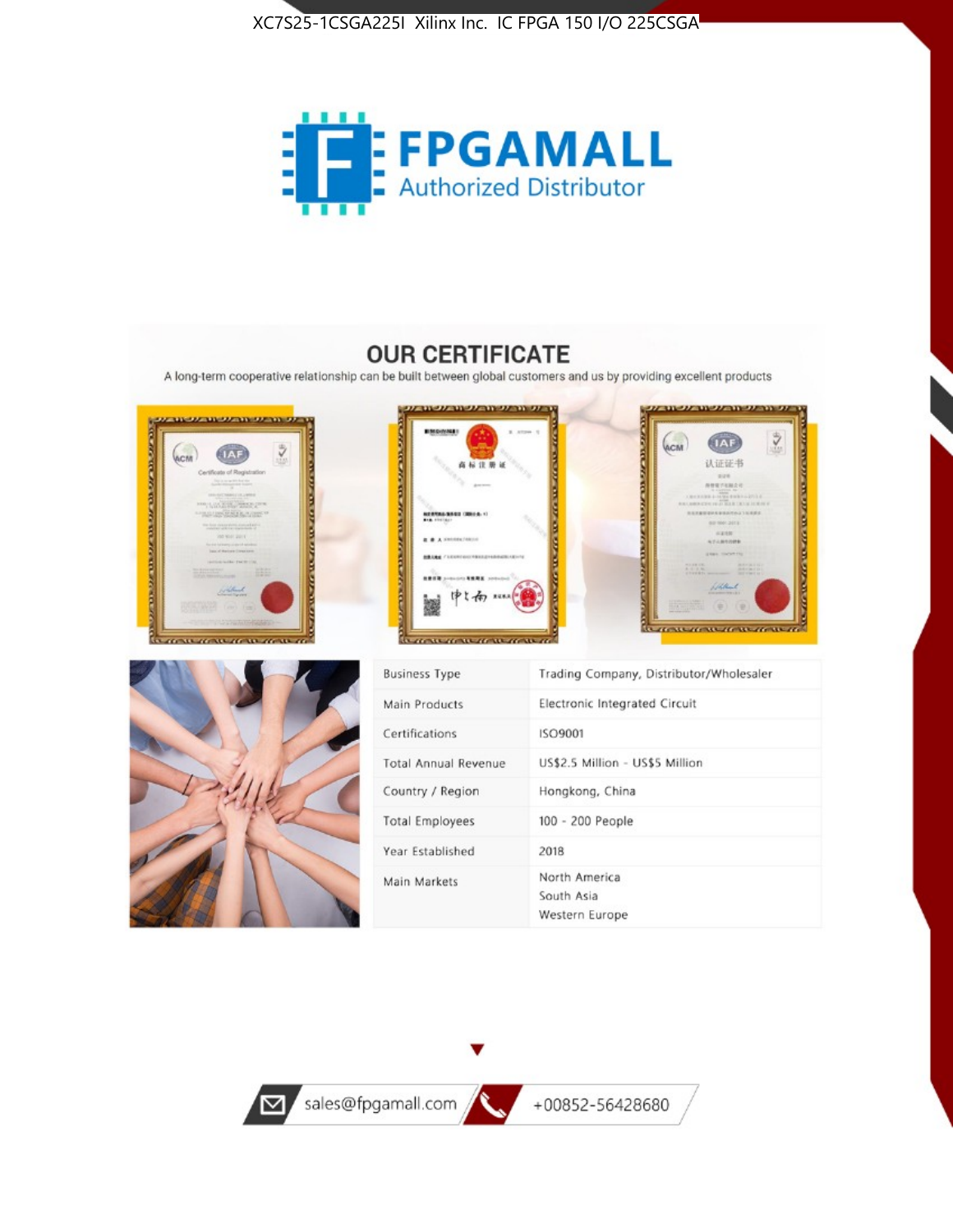FPGAMALL
Authorized Distributor

## OUR CERTIFICATE

A long-term cooperative relationship can be built between global customers and us by providing excellent products

| | |
|---|---|
| Business Type | Trading Company, Distributor/Wholesaler |
| Main Products | Electronic Integrated Circuit |
| Certifications | ISO9001 |
| Total Annual Revenue | US$2.5 Million - US$5 Million |
| Country / Region | Hongkong, China |
| Total Employees | 100 - 200 People |
| Year Established | 2018 |
| Main Markets | North America<br>South Asia<br>Western Europe |

sales@fpgamall.com

+00852-56428680